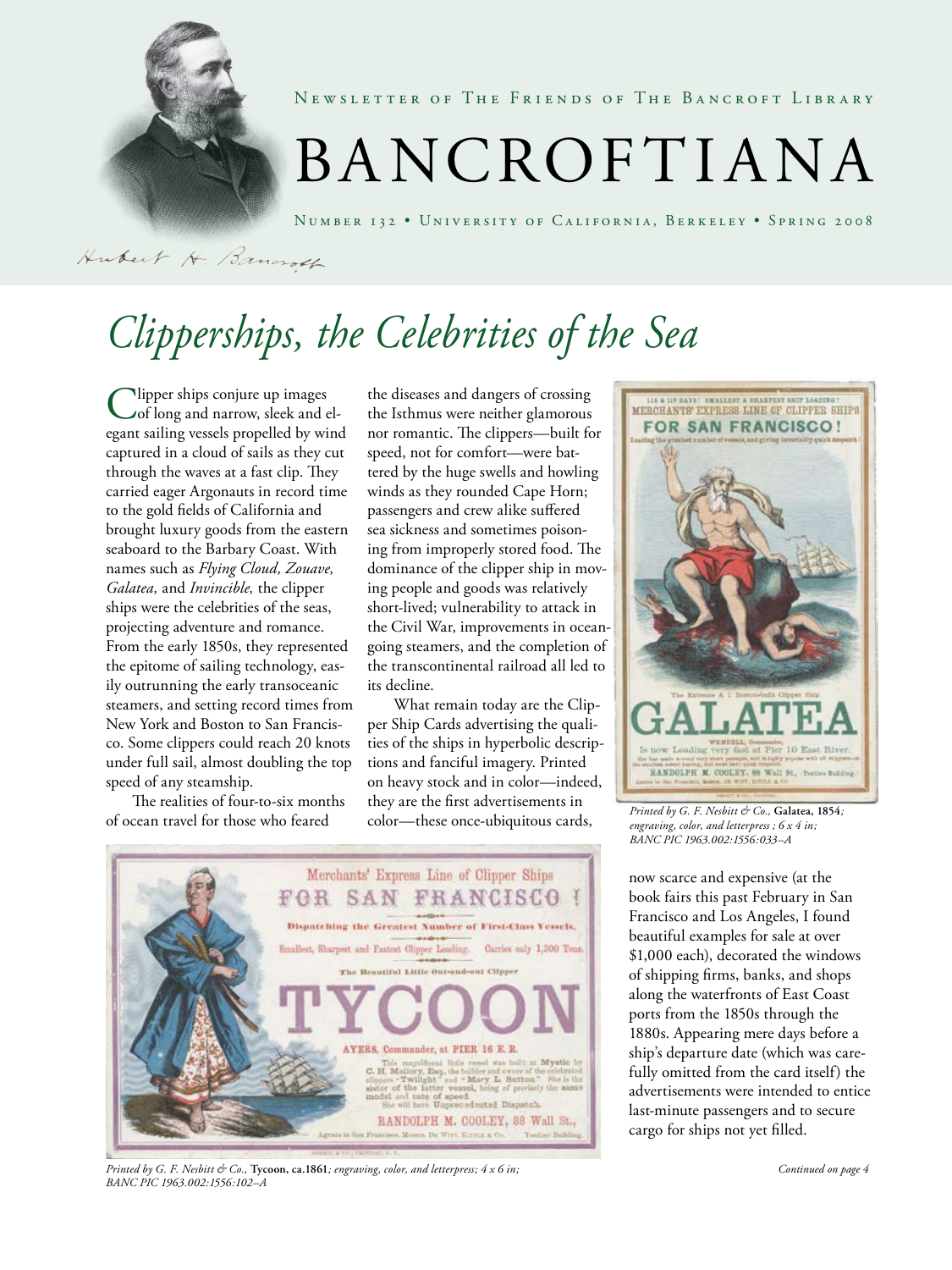Newsletter of The Friends of The Bancroft Library

# BANCROFTIANA

Number 132 • University of California, Berkeley • Spring 2008

# *Clipperships, the Celebrities of the Sea*

Clipper ships conjure up images of long and narrow, sleek and elegant sailing vessels propelled by wind captured in a cloud of sails as they cut through the waves at a fast clip. They carried eager Argonauts in record time to the gold fields of California and brought luxury goods from the eastern seaboard to the Barbary Coast. With names such as *Flying Cloud, Zouave, Galatea,* and *Invincible,* the clipper ships were the celebrities of the seas, projecting adventure and romance. From the early 1850s, they represented the epitome of sailing technology, easily outrunning the early transoceanic steamers, and setting record times from New York and Boston to San Francisco. Some clippers could reach 20 knots under full sail, almost doubling the top speed of any steamship.

The realities of four-to-six months of ocean travel for those who feared the diseases and dangers of crossing the Isthmus were neither glamorous nor romantic. The clippers—built for speed, not for comfort—were battered by the huge swells and howling winds as they rounded Cape Horn; passengers and crew alike suffered sea sickness and sometimes poisoning from improperly stored food. The dominance of the clipper ship in moving people and goods was relatively short-lived; vulnerability to attack in the Civil War, improvements in ocean-going steamers, and the completion of the transcontinental railroad all led to its decline.

What remain today are the Clipper Ship Cards advertising the qualities of the ships in hyperbolic descriptions and fanciful imagery. Printed on heavy stock and in color—indeed, they are the first advertisements in color—these once-ubiquitous cards, now scarce and expensive (at the book fairs this past February in San Francisco and Los Angeles, I found beautiful examples for sale at over $1,000 each), decorated the windows of shipping firms, banks, and shops along the waterfronts of East Coast ports from the 1850s through the 1880s. Appearing mere days before a ship's departure date (which was carefully omitted from the card itself) the advertisements were intended to entice last-minute passengers and to secure cargo for ships not yet filled.

*Printed by G. F. Nesbitt & Co.,* **Galatea, 1854***; engraving, color, and letterpress ; 6 x 4 in; BANC PIC 1963.002:1556:033–A*

*Printed by G. F. Nesbitt & Co.,* **Tycoon, ca.1861***; engraving, color, and letterpress; 4 x 6 in; BANC PIC 1963.002:1556:102–A*

*Continued on page 4*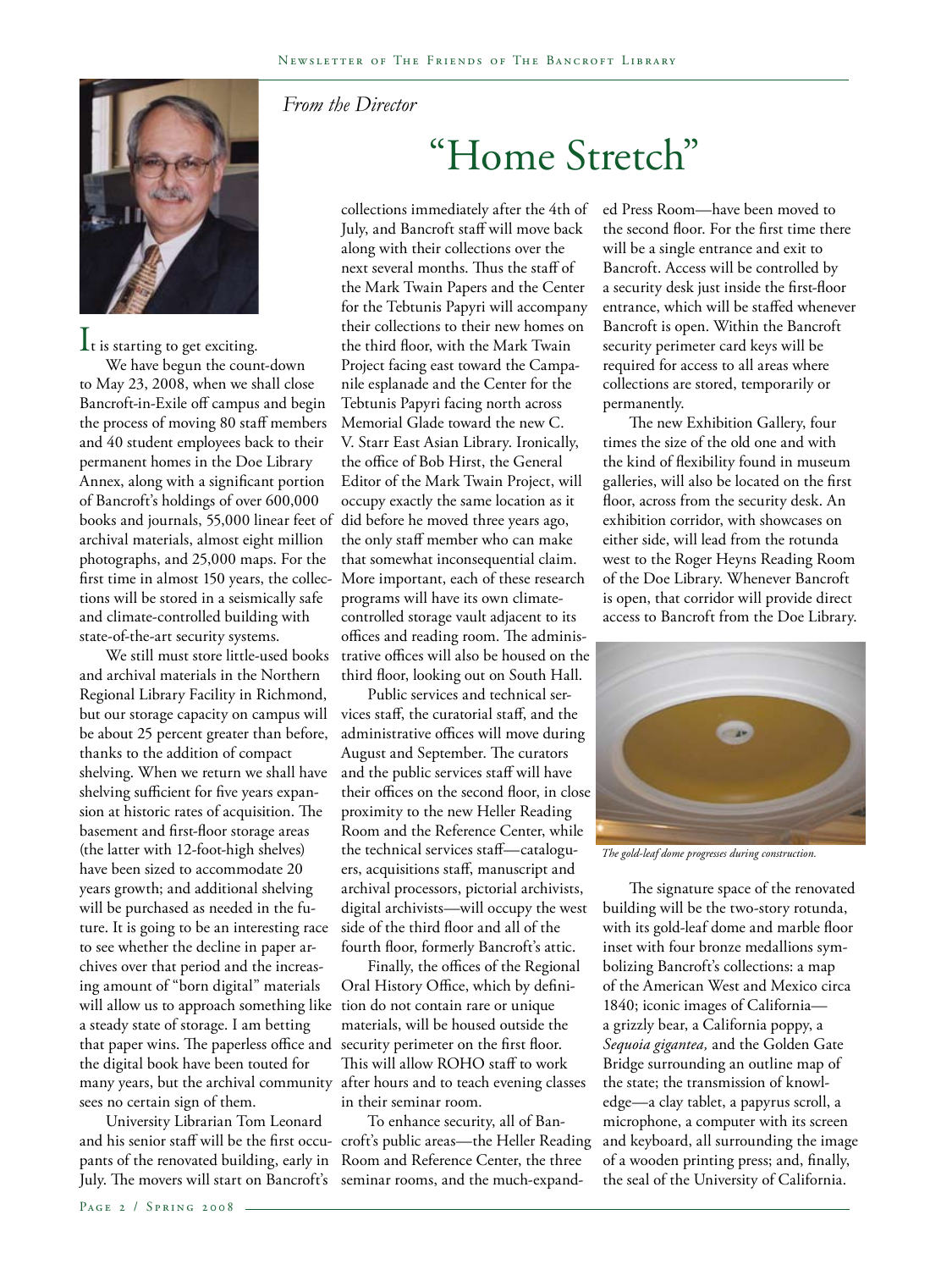*From the Director*

# "Home Stretch"

It is starting to get exciting.

We have begun the count-down to May 23, 2008, when we shall close Bancroft-in-Exile off campus and begin the process of moving 80 staff members and 40 student employees back to their permanent homes in the Doe Library Annex, along with a significant portion of Bancroft's holdings of over 600,000 books and journals, 55,000 linear feet of archival materials, almost eight million photographs, and 25,000 maps. For the first time in almost 150 years, the collections will be stored in a seismically safe and climate-controlled building with state-of-the-art security systems.

We still must store little-used books and archival materials in the Northern Regional Library Facility in Richmond, but our storage capacity on campus will be about 25 percent greater than before, thanks to the addition of compact shelving. When we return we shall have shelving sufficient for five years expansion at historic rates of acquisition. The basement and first-floor storage areas (the latter with 12-foot-high shelves) have been sized to accommodate 20 years growth; and additional shelving will be purchased as needed in the future. It is going to be an interesting race to see whether the decline in paper archives over that period and the increasing amount of "born digital" materials will allow us to approach something like a steady state of storage. I am betting that paper wins. The paperless office and the digital book have been touted for many years, but the archival community sees no certain sign of them.

University Librarian Tom Leonard and his senior staff will be the first occupants of the renovated building, early in July. The movers will start on Bancroft's collections immediately after the 4th of July, and Bancroft staff will move back along with their collections over the next several months. Thus the staff of the Mark Twain Papers and the Center for the Tebtunis Papyri will accompany their collections to their new homes on the third floor, with the Mark Twain Project facing east toward the Campanile esplanade and the Center for the Tebtunis Papyri facing north across Memorial Glade toward the new C. V. Starr East Asian Library. Ironically, the office of Bob Hirst, the General Editor of the Mark Twain Project, will occupy exactly the same location as it did before he moved three years ago, the only staff member who can make that somewhat inconsequential claim. More important, each of these research programs will have its own climate-controlled storage vault adjacent to its offices and reading room. The administrative offices will also be housed on the third floor, looking out on South Hall.

Public services and technical services staff, the curatorial staff, and the administrative offices will move during August and September. The curators and the public services staff will have their offices on the second floor, in close proximity to the new Heller Reading Room and the Reference Center, while the technical services staff—cataloguers, acquisitions staff, manuscript and archival processors, pictorial archivists, digital archivists—will occupy the west side of the third floor and all of the fourth floor, formerly Bancroft's attic.

Finally, the offices of the Regional Oral History Office, which by definition do not contain rare or unique materials, will be housed outside the security perimeter on the first floor. This will allow ROHO staff to work after hours and to teach evening classes in their seminar room.

To enhance security, all of Bancroft's public areas—the Heller Reading Room and Reference Center, the three seminar rooms, and the much-expanded Press Room—have been moved to the second floor. For the first time there will be a single entrance and exit to Bancroft. Access will be controlled by a security desk just inside the first-floor entrance, which will be staffed whenever Bancroft is open. Within the Bancroft security perimeter card keys will be required for access to all areas where collections are stored, temporarily or permanently.

The new Exhibition Gallery, four times the size of the old one and with the kind of flexibility found in museum galleries, will also be located on the first floor, across from the security desk. An exhibition corridor, with showcases on either side, will lead from the rotunda west to the Roger Heyns Reading Room of the Doe Library. Whenever Bancroft is open, that corridor will provide direct access to Bancroft from the Doe Library.

*The gold-leaf dome progresses during construction.*

The signature space of the renovated building will be the two-story rotunda, with its gold-leaf dome and marble floor inset with four bronze medallions symbolizing Bancroft's collections: a map of the American West and Mexico circa 1840; iconic images of California—a grizzly bear, a California poppy, a *Sequoia gigantea,* and the Golden Gate Bridge surrounding an outline map of the state; the transmission of knowledge—a clay tablet, a papyrus scroll, a microphone, a computer with its screen and keyboard, all surrounding the image of a wooden printing press; and, finally, the seal of the University of California.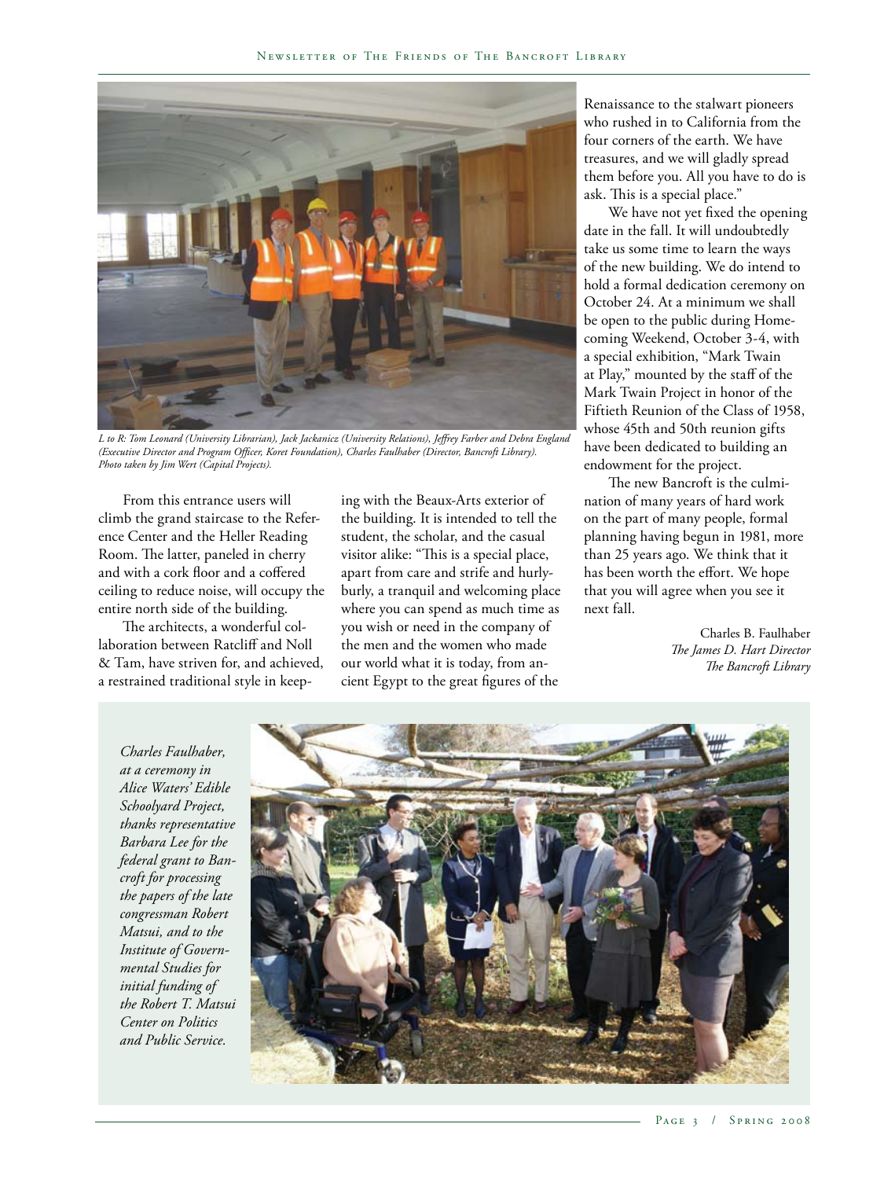*L. to R: Tom Leonard (University Librarian), Jack Jackanicz (University Relations), Jeffrey Farber and Debra England (Executive Director and Program Officer, Koret Foundation), Charles Faulhaber (Director, Bancroft Library). Photo taken by Jim Wert (Capital Projects).*

From this entrance users will climb the grand staircase to the Reference Center and the Heller Reading Room. The latter, paneled in cherry and with a cork floor and a coffered ceiling to reduce noise, will occupy the entire north side of the building.

The architects, a wonderful collaboration between Ratcliff and Noll & Tam, have striven for, and achieved, a restrained traditional style in keeping with the Beaux-Arts exterior of the building. It is intended to tell the student, the scholar, and the casual visitor alike: "This is a special place, apart from care and strife and hurlyburly, a tranquil and welcoming place where you can spend as much time as you wish or need in the company of the men and the women who made our world what it is today, from ancient Egypt to the great figures of the Renaissance to the stalwart pioneers who rushed in to California from the four corners of the earth. We have treasures, and we will gladly spread them before you. All you have to do is ask. This is a special place."

We have not yet fixed the opening date in the fall. It will undoubtedly take us some time to learn the ways of the new building. We do intend to hold a formal dedication ceremony on October 24. At a minimum we shall be open to the public during Homecoming Weekend, October 3-4, with a special exhibition, "Mark Twain at Play," mounted by the staff of the Mark Twain Project in honor of the Fiftieth Reunion of the Class of 1958, whose 45th and 50th reunion gifts have been dedicated to building an endowment for the project.

The new Bancroft is the culmination of many years of hard work on the part of many people, formal planning having begun in 1981, more than 25 years ago. We think that it has been worth the effort. We hope that you will agree when you see it next fall.

Charles B. Faulhaber
*The James D. Hart Director*
*The Bancroft Library*

*Charles Faulhaber, at a ceremony in Alice Waters' Edible Schoolyard Project, thanks representative Barbara Lee for the federal grant to Bancroft for processing the papers of the late congressman Robert Matsui, and to the Institute of Governmental Studies for initial funding of the Robert T. Matsui Center on Politics and Public Service.*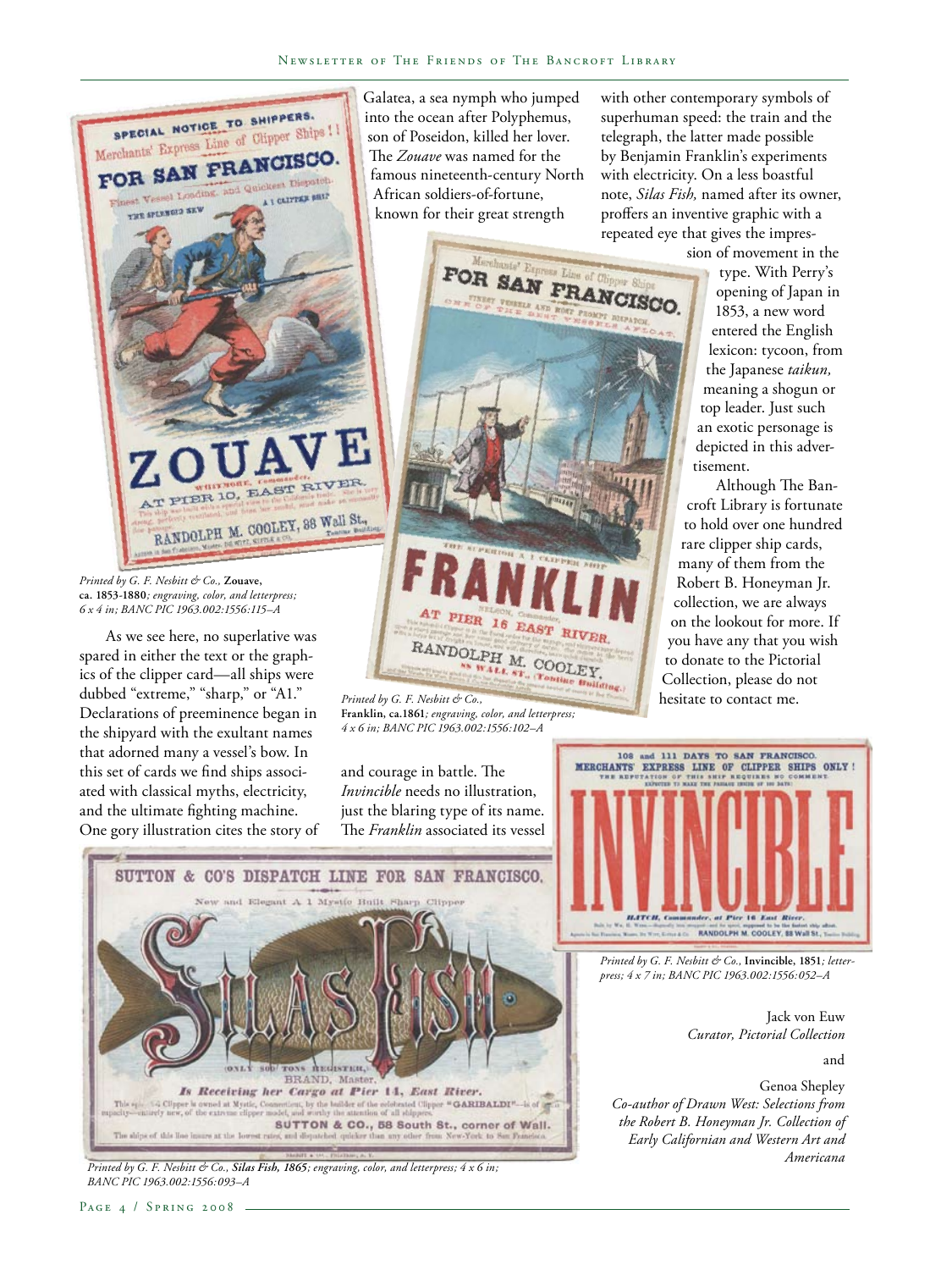*Printed by G. F. Nesbitt & Co.,* **Zouave, ca. 1853-1880***; engraving, color, and letterpress; 6 x 4 in; BANC PIC 1963.002:1556:115–A*

As we see here, no superlative was spared in either the text or the graphics of the clipper card—all ships were dubbed "extreme," "sharp," or "A1." Declarations of preeminence began in the shipyard with the exultant names that adorned many a vessel's bow. In this set of cards we find ships associated with classical myths, electricity, and the ultimate fighting machine. One gory illustration cites the story of Galatea, a sea nymph who jumped into the ocean after Polyphemus, son of Poseidon, killed her lover. The *Zouave* was named for the famous nineteenth-century North African soldiers-of-fortune, known for their great strength and courage in battle. The *Invincible* needs no illustration, just the blaring type of its name. The *Franklin* associated its vessel with other contemporary symbols of superhuman speed: the train and the telegraph, the latter made possible by Benjamin Franklin's experiments with electricity. On a less boastful note, *Silas Fish,* named after its owner, proffers an inventive graphic with a repeated eye that gives the impression of movement in the type. With Perry's opening of Japan in 1853, a new word entered the English lexicon: tycoon, from the Japanese *taikun,* meaning a shogun or top leader. Just such an exotic personage is depicted in this advertisement.

*Printed by G. F. Nesbitt & Co.,* **Franklin, ca.1861***; engraving, color, and letterpress; 4 x 6 in; BANC PIC 1963.002:1556:102–A*

Although The Bancroft Library is fortunate to hold over one hundred rare clipper ship cards, many of them from the Robert B. Honeyman Jr. collection, we are always on the lookout for more. If you have any that you wish to donate to the Pictorial Collection, please do not hesitate to contact me.

*Printed by G. F. Nesbitt & Co.,* **Invincible, 1851***; letterpress; 4 x 7 in; BANC PIC 1963.002:1556:052–A*

Jack von Euw
*Curator, Pictorial Collection*

and

Genoa Shepley
*Co-author of Drawn West: Selections from the Robert B. Honeyman Jr. Collection of Early Californian and Western Art and Americana*

*Printed by G. F. Nesbitt & Co.,* ***Silas Fish, 1865****; engraving, color, and letterpress; 4 x 6 in; BANC PIC 1963.002:1556:093–A*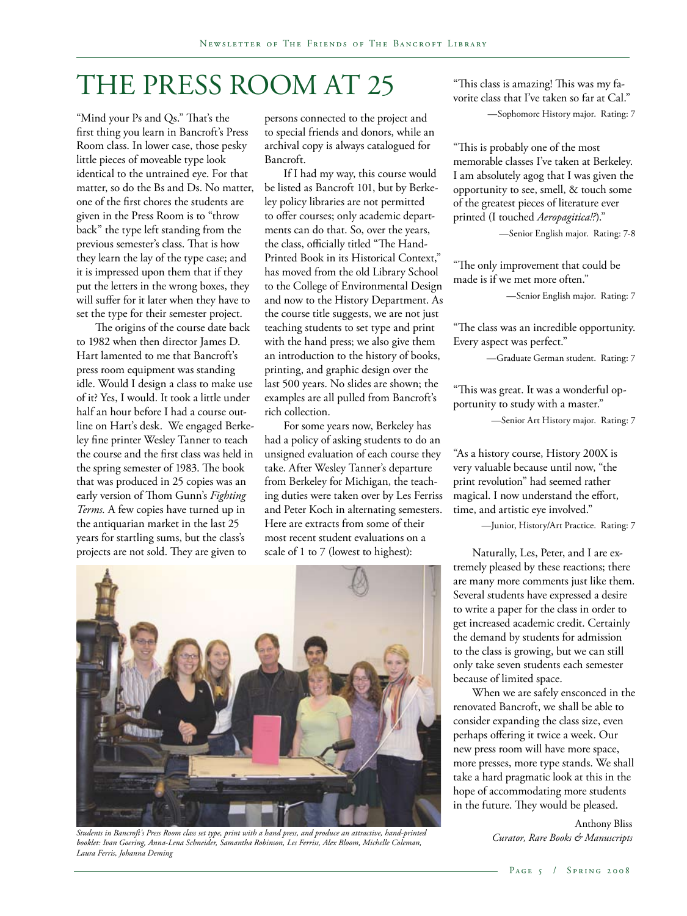# THE PRESS ROOM AT 25

"Mind your Ps and Qs." That's the first thing you learn in Bancroft's Press Room class. In lower case, those pesky little pieces of moveable type look identical to the untrained eye. For that matter, so do the Bs and Ds. No matter, one of the first chores the students are given in the Press Room is to "throw back" the type left standing from the previous semester's class. That is how they learn the lay of the type case; and it is impressed upon them that if they put the letters in the wrong boxes, they will suffer for it later when they have to set the type for their semester project.

The origins of the course date back to 1982 when then director James D. Hart lamented to me that Bancroft's press room equipment was standing idle. Would I design a class to make use of it? Yes, I would. It took a little under half an hour before I had a course outline on Hart's desk. We engaged Berkeley fine printer Wesley Tanner to teach the course and the first class was held in the spring semester of 1983. The book that was produced in 25 copies was an early version of Thom Gunn's *Fighting Terms*. A few copies have turned up in the antiquarian market in the last 25 years for startling sums, but the class's projects are not sold. They are given to persons connected to the project and to special friends and donors, while an archival copy is always catalogued for Bancroft.

If I had my way, this course would be listed as Bancroft 101, but by Berkeley policy libraries are not permitted to offer courses; only academic departments can do that. So, over the years, the class, officially titled "The Hand-Printed Book in its Historical Context," has moved from the old Library School to the College of Environmental Design and now to the History Department. As the course title suggests, we are not just teaching students to set type and print with the hand press; we also give them an introduction to the history of books, printing, and graphic design over the last 500 years. No slides are shown; the examples are all pulled from Bancroft's rich collection.

For some years now, Berkeley has had a policy of asking students to do an unsigned evaluation of each course they take. After Wesley Tanner's departure from Berkeley for Michigan, the teaching duties were taken over by Les Ferriss and Peter Koch in alternating semesters. Here are extracts from some of their most recent student evaluations on a scale of 1 to 7 (lowest to highest):

*Students in Bancroft's Press Room class set type, print with a hand press, and produce an attractive, hand-printed booklet: Ivan Goering, Anna-Lena Schneider, Samantha Robinson, Les Ferriss, Alex Bloom, Michelle Coleman, Laura Ferris, Johanna Deming*

"This class is amazing! This was my favorite class that I've taken so far at Cal."

—Sophomore History major. Rating: 7

"This is probably one of the most memorable classes I've taken at Berkeley. I am absolutely agog that I was given the opportunity to see, smell, & touch some of the greatest pieces of literature ever printed (I touched *Aeropagitica!?*)."

—Senior English major. Rating: 7-8

"The only improvement that could be made is if we met more often."

—Senior English major. Rating: 7

"The class was an incredible opportunity. Every aspect was perfect."

—Graduate German student. Rating: 7

"This was great. It was a wonderful opportunity to study with a master."

—Senior Art History major. Rating: 7

"As a history course, History 200X is very valuable because until now, "the print revolution" had seemed rather magical. I now understand the effort, time, and artistic eye involved."

—Junior, History/Art Practice. Rating: 7

Naturally, Les, Peter, and I are extremely pleased by these reactions; there are many more comments just like them. Several students have expressed a desire to write a paper for the class in order to get increased academic credit. Certainly the demand by students for admission to the class is growing, but we can still only take seven students each semester because of limited space.

When we are safely ensconced in the renovated Bancroft, we shall be able to consider expanding the class size, even perhaps offering it twice a week. Our new press room will have more space, more presses, more type stands. We shall take a hard pragmatic look at this in the hope of accommodating more students in the future. They would be pleased.

Anthony Bliss
*Curator, Rare Books & Manuscripts*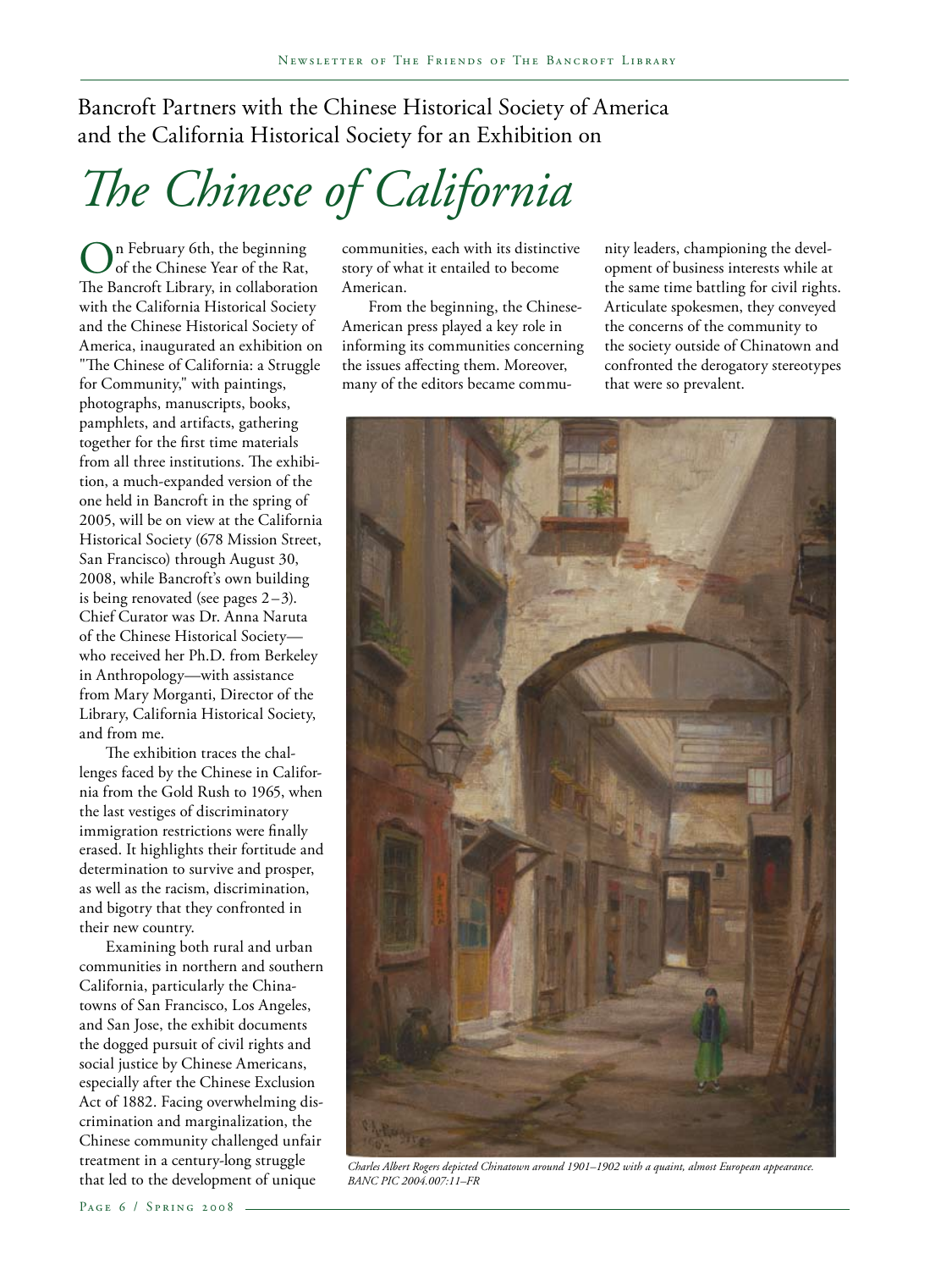Bancroft Partners with the Chinese Historical Society of America and the California Historical Society for an Exhibition on

# *The Chinese of California*

On February 6th, the beginning of the Chinese Year of the Rat, The Bancroft Library, in collaboration with the California Historical Society and the Chinese Historical Society of America, inaugurated an exhibition on "The Chinese of California: a Struggle for Community," with paintings, photographs, manuscripts, books, pamphlets, and artifacts, gathering together for the first time materials from all three institutions. The exhibition, a much-expanded version of the one held in Bancroft in the spring of 2005, will be on view at the California Historical Society (678 Mission Street, San Francisco) through August 30, 2008, while Bancroft's own building is being renovated (see pages 2–3). Chief Curator was Dr. Anna Naruta of the Chinese Historical Society—who received her Ph.D. from Berkeley in Anthropology—with assistance from Mary Morganti, Director of the Library, California Historical Society, and from me.

The exhibition traces the challenges faced by the Chinese in California from the Gold Rush to 1965, when the last vestiges of discriminatory immigration restrictions were finally erased. It highlights their fortitude and determination to survive and prosper, as well as the racism, discrimination, and bigotry that they confronted in their new country.

Examining both rural and urban communities in northern and southern California, particularly the Chinatowns of San Francisco, Los Angeles, and San Jose, the exhibit documents the dogged pursuit of civil rights and social justice by Chinese Americans, especially after the Chinese Exclusion Act of 1882. Facing overwhelming discrimination and marginalization, the Chinese community challenged unfair treatment in a century-long struggle that led to the development of unique communities, each with its distinctive story of what it entailed to become American.

From the beginning, the Chinese-American press played a key role in informing its communities concerning the issues affecting them. Moreover, many of the editors became community leaders, championing the development of business interests while at the same time battling for civil rights. Articulate spokesmen, they conveyed the concerns of the community to the society outside of Chinatown and confronted the derogatory stereotypes that were so prevalent.

*Charles Albert Rogers depicted Chinatown around 1901–1902 with a quaint, almost European appearance. BANC PIC 2004.007:11–FR*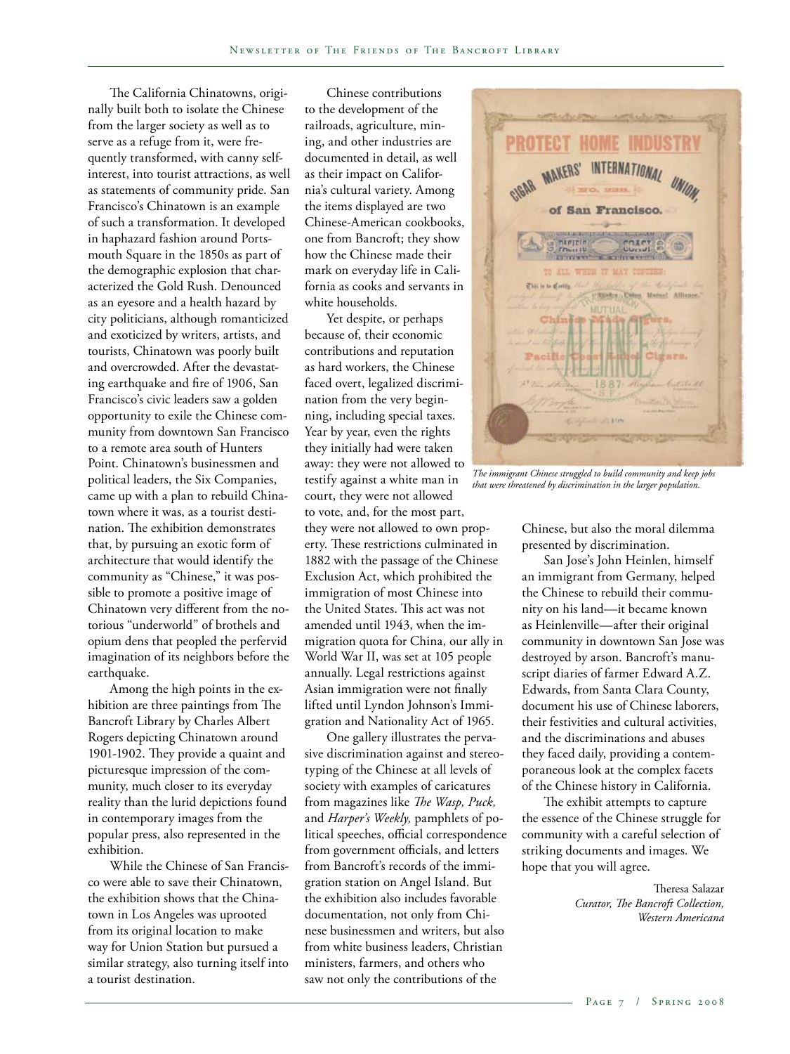The California Chinatowns, originally built both to isolate the Chinese from the larger society as well as to serve as a refuge from it, were frequently transformed, with canny self-interest, into tourist attractions, as well as statements of community pride. San Francisco's Chinatown is an example of such a transformation. It developed in haphazard fashion around Portsmouth Square in the 1850s as part of the demographic explosion that characterized the Gold Rush. Denounced as an eyesore and a health hazard by city politicians, although romanticized and exoticized by writers, artists, and tourists, Chinatown was poorly built and overcrowded. After the devastating earthquake and fire of 1906, San Francisco's civic leaders saw a golden opportunity to exile the Chinese community from downtown San Francisco to a remote area south of Hunters Point. Chinatown's businessmen and political leaders, the Six Companies, came up with a plan to rebuild Chinatown where it was, as a tourist destination. The exhibition demonstrates that, by pursuing an exotic form of architecture that would identify the community as "Chinese," it was possible to promote a positive image of Chinatown very different from the notorious "underworld" of brothels and opium dens that peopled the perfervid imagination of its neighbors before the earthquake.

Among the high points in the exhibition are three paintings from The Bancroft Library by Charles Albert Rogers depicting Chinatown around 1901-1902. They provide a quaint and picturesque impression of the community, much closer to its everyday reality than the lurid depictions found in contemporary images from the popular press, also represented in the exhibition.

While the Chinese of San Francisco were able to save their Chinatown, the exhibition shows that the Chinatown in Los Angeles was uprooted from its original location to make way for Union Station but pursued a similar strategy, also turning itself into a tourist destination.

Chinese contributions to the development of the railroads, agriculture, mining, and other industries are documented in detail, as well as their impact on California's cultural variety. Among the items displayed are two Chinese-American cookbooks, one from Bancroft; they show how the Chinese made their mark on everyday life in California as cooks and servants in white households.

Yet despite, or perhaps because of, their economic contributions and reputation as hard workers, the Chinese faced overt, legalized discrimination from the very beginning, including special taxes. Year by year, even the rights they initially had were taken away: they were not allowed to testify against a white man in court, they were not allowed to vote, and, for the most part, they were not allowed to own property. These restrictions culminated in 1882 with the passage of the Chinese Exclusion Act, which prohibited the immigration of most Chinese into the United States. This act was not amended until 1943, when the immigration quota for China, our ally in World War II, was set at 105 people annually. Legal restrictions against Asian immigration were not finally lifted until Lyndon Johnson's Immigration and Nationality Act of 1965.

One gallery illustrates the pervasive discrimination against and stereotyping of the Chinese at all levels of society with examples of caricatures from magazines like *The Wasp, Puck,* and *Harper's Weekly,* pamphlets of political speeches, official correspondence from government officials, and letters from Bancroft's records of the immigration station on Angel Island. But the exhibition also includes favorable documentation, not only from Chinese businessmen and writers, but also from white business leaders, Christian ministers, farmers, and others who saw not only the contributions of the Chinese, but also the moral dilemma presented by discrimination.

*The immigrant Chinese struggled to build community and keep jobs that were threatened by discrimination in the larger population.*

San Jose's John Heinlen, himself an immigrant from Germany, helped the Chinese to rebuild their community on his land—it became known as Heinlenville—after their original community in downtown San Jose was destroyed by arson. Bancroft's manuscript diaries of farmer Edward A.Z. Edwards, from Santa Clara County, document his use of Chinese laborers, their festivities and cultural activities, and the discriminations and abuses they faced daily, providing a contemporaneous look at the complex facets of the Chinese history in California.

The exhibit attempts to capture the essence of the Chinese struggle for community with a careful selection of striking documents and images. We hope that you will agree.

Theresa Salazar
*Curator, The Bancroft Collection, Western Americana*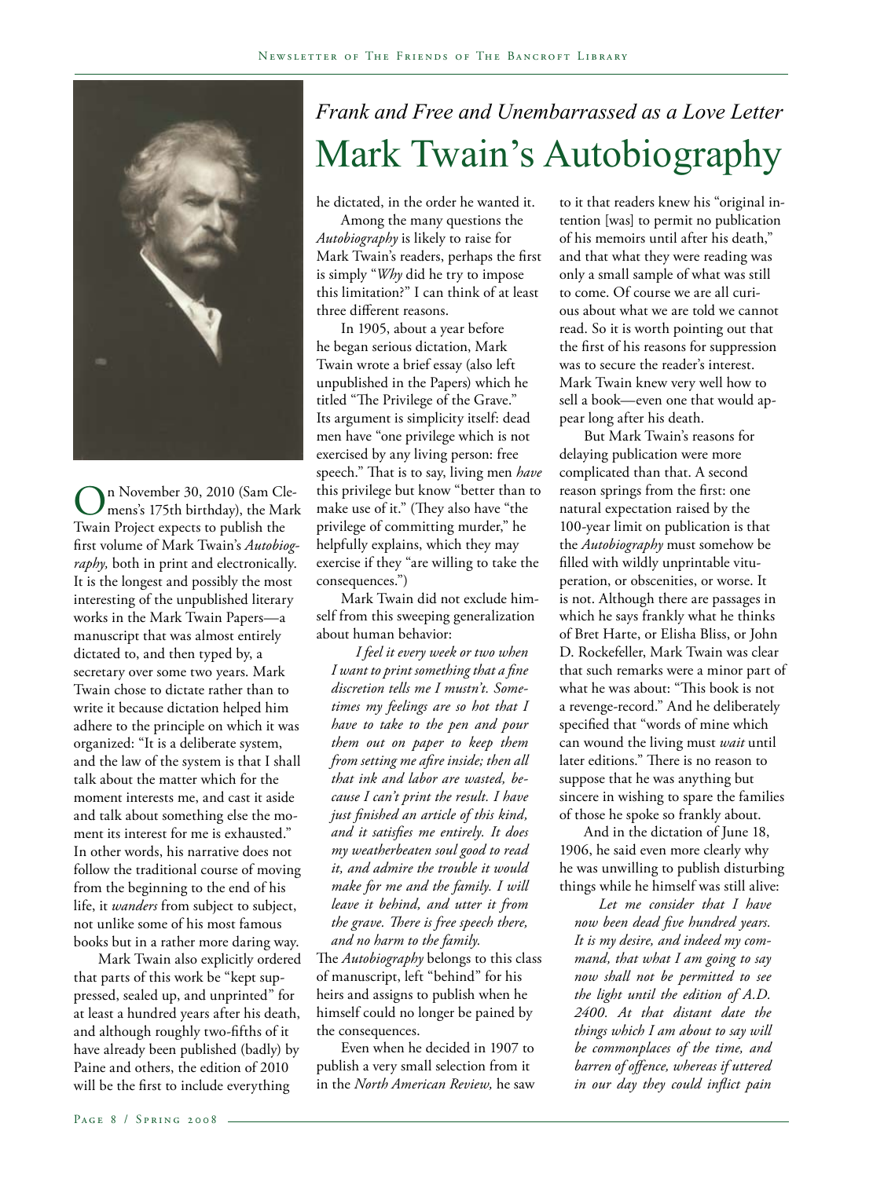## *Frank and Free and Unembarrassed as a Love Letter*

# Mark Twain's Autobiography

On November 30, 2010 (Sam Clemens's 175th birthday), the Mark Twain Project expects to publish the first volume of Mark Twain's *Autobiography,* both in print and electronically. It is the longest and possibly the most interesting of the unpublished literary works in the Mark Twain Papers—a manuscript that was almost entirely dictated to, and then typed by, a secretary over some two years. Mark Twain chose to dictate rather than to write it because dictation helped him adhere to the principle on which it was organized: "It is a deliberate system, and the law of the system is that I shall talk about the matter which for the moment interests me, and cast it aside and talk about something else the moment its interest for me is exhausted." In other words, his narrative does not follow the traditional course of moving from the beginning to the end of his life, it *wanders* from subject to subject, not unlike some of his most famous books but in a rather more daring way.

Mark Twain also explicitly ordered that parts of this work be "kept suppressed, sealed up, and unprinted" for at least a hundred years after his death, and although roughly two-fifths of it have already been published (badly) by Paine and others, the edition of 2010 will be the first to include everything he dictated, in the order he wanted it.

Among the many questions the *Autobiography* is likely to raise for Mark Twain's readers, perhaps the first is simply "*Why* did he try to impose this limitation?" I can think of at least three different reasons.

In 1905, about a year before he began serious dictation, Mark Twain wrote a brief essay (also left unpublished in the Papers) which he titled "The Privilege of the Grave." Its argument is simplicity itself: dead men have "one privilege which is not exercised by any living person: free speech." That is to say, living men *have* this privilege but know "better than to make use of it." (They also have "the privilege of committing murder," he helpfully explains, which they may exercise if they "are willing to take the consequences.")

Mark Twain did not exclude himself from this sweeping generalization about human behavior:

> *I feel it every week or two when I want to print something that a fine discretion tells me I mustn't. Sometimes my feelings are so hot that I have to take to the pen and pour them out on paper to keep them from setting me afire inside; then all that ink and labor are wasted, because I can't print the result. I have just finished an article of this kind, and it satisfies me entirely. It does my weatherbeaten soul good to read it, and admire the trouble it would make for me and the family. I will leave it behind, and utter it from the grave. There is free speech there, and no harm to the family.*

The *Autobiography* belongs to this class of manuscript, left "behind" for his heirs and assigns to publish when he himself could no longer be pained by the consequences.

Even when he decided in 1907 to publish a very small selection from it in the *North American Review,* he saw to it that readers knew his "original intention [was] to permit no publication of his memoirs until after his death," and that what they were reading was only a small sample of what was still to come. Of course we are all curious about what we are told we cannot read. So it is worth pointing out that the first of his reasons for suppression was to secure the reader's interest. Mark Twain knew very well how to sell a book—even one that would appear long after his death.

But Mark Twain's reasons for delaying publication were more complicated than that. A second reason springs from the first: one natural expectation raised by the 100-year limit on publication is that the *Autobiography* must somehow be filled with wildly unprintable vituperation, or obscenities, or worse. It is not. Although there are passages in which he says frankly what he thinks of Bret Harte, or Elisha Bliss, or John D. Rockefeller, Mark Twain was clear that such remarks were a minor part of what he was about: "This book is not a revenge-record." And he deliberately specified that "words of mine which can wound the living must *wait* until later editions." There is no reason to suppose that he was anything but sincere in wishing to spare the families of those he spoke so frankly about.

And in the dictation of June 18, 1906, he said even more clearly why he was unwilling to publish disturbing things while he himself was still alive:

> *Let me consider that I have now been dead five hundred years. It is my desire, and indeed my command, that what I am going to say now shall not be permitted to see the light until the edition of A.D. 2400. At that distant date the things which I am about to say will be commonplaces of the time, and barren of offence, whereas if uttered in our day they could inflict pain*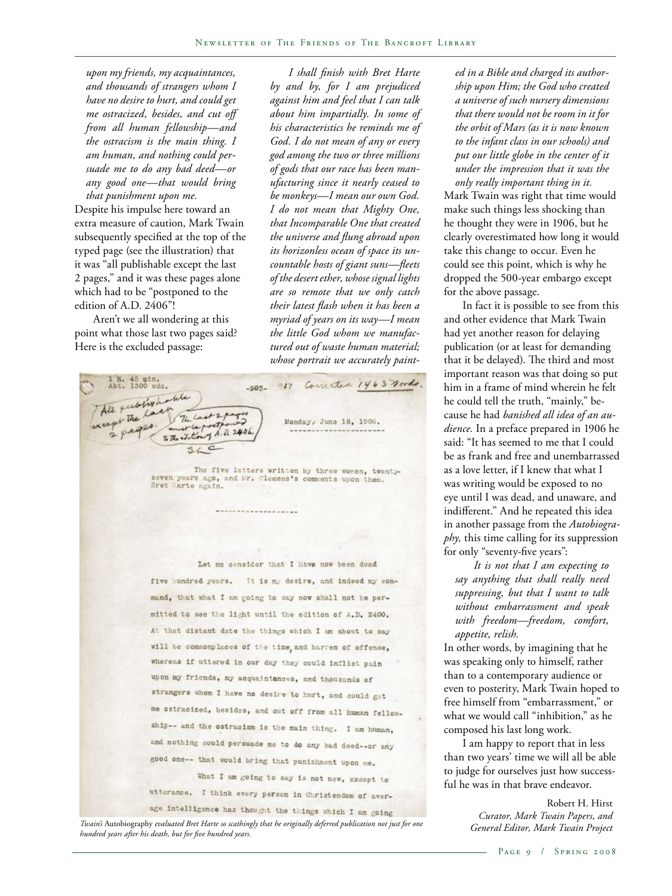*upon my friends, my acquaintances, and thousands of strangers whom I have no desire to hurt, and could get me ostracized, besides, and cut off from all human fellowship—and the ostracism is the main thing. I am human, and nothing could persuade me to do any bad deed—or any good one—that would bring that punishment upon me.*

Despite his impulse here toward an extra measure of caution, Mark Twain subsequently specified at the top of the typed page (see the illustration) that it was "all publishable except the last 2 pages," and it was these pages alone which had to be "postponed to the edition of A.D. 2406"!

Aren't we all wondering at this point what those last two pages said? Here is the excluded passage:

> *I shall finish with Bret Harte by and by, for I am prejudiced against him and feel that I can talk about him impartially. In some of his characteristics he reminds me of God. I do not mean of any or every god among the two or three millions of gods that our race has been manufacturing since it nearly ceased to be monkeys—I mean our own God. I do not mean that Mighty One, that Incomparable One that created the universe and flung abroad upon its horizonless ocean of space its uncountable hosts of giant suns—fleets of the desert ether, whose signal lights are so remote that we only catch their latest flash when it has been a myriad of years on its way—I mean the little God whom we manufactured out of waste human material; whose portrait we accurately painted in a Bible and charged its authorship upon Him; the God who created a universe of such nursery dimensions that there would not be room in it for the orbit of Mars (as it is now known to the infant class in our schools) and put our little globe in the center of it under the impression that it was the only really important thing in it.*

1 H. 45 min.
Abt. 1300 wds.

All publishable except the last 2 pages. The last 2 pages must be postponed to the edition of A.D. 2406. SLC

-903- 917 Corrected 1463 words.

Monday, June 18, 1906.

The five letters written by three women, twenty-seven years ago, and Mr. Clemens's comments upon them. Bret Harte again.

Let me consider that I have now been dead five hundred years. It is my desire, and indeed my command, that what I am going to say now shall not be permitted to see the light until the edition of A.D. 2400. At that distant date the things which I am about to say will be commonplaces of the time, and barren of offense, whereas if uttered in our day they could inflict pain upon my friends, my acquaintances, and thousands of strangers whom I have no desire to hurt, and could get me ostracized, besides, and cut off from all human fellowship-- and the ostracism is the main thing. I am human, and nothing could persuade me to do any bad deed--or any good one-- that would bring that punishment upon me.

What I am going to say is not new, except to utterance. I think every person in Christendom of average intelligence has thought the things which I am going

*Twain's* Autobiography *evaluated Bret Harte so scathingly that he originally deferred publication not just for one hundred years after his death, but for five hundred years.*

Mark Twain was right that time would make such things less shocking than he thought they were in 1906, but he clearly overestimated how long it would take this change to occur. Even he could see this point, which is why he dropped the 500-year embargo except for the above passage.

In fact it is possible to see from this and other evidence that Mark Twain had yet another reason for delaying publication (or at least for demanding that it be delayed). The third and most important reason was that doing so put him in a frame of mind wherein he felt he could tell the truth, "mainly," because he had *banished all idea of an audience.* In a preface prepared in 1906 he said: "It has seemed to me that I could be as frank and free and unembarrassed as a love letter, if I knew that what I was writing would be exposed to no eye until I was dead, and unaware, and indifferent." And he repeated this idea in another passage from the *Autobiography,* this time calling for its suppression for only "seventy-five years":

> *It is not that I am expecting to say anything that shall really need suppressing, but that I want to talk without embarrassment and speak with freedom—freedom, comfort, appetite, relish.*

In other words, by imagining that he was speaking only to himself, rather than to a contemporary audience or even to posterity, Mark Twain hoped to free himself from "embarrassment," or what we would call "inhibition," as he composed his last long work.

I am happy to report that in less than two years' time we will all be able to judge for ourselves just how successful he was in that brave endeavor.

Robert H. Hirst
*Curator, Mark Twain Papers, and General Editor, Mark Twain Project*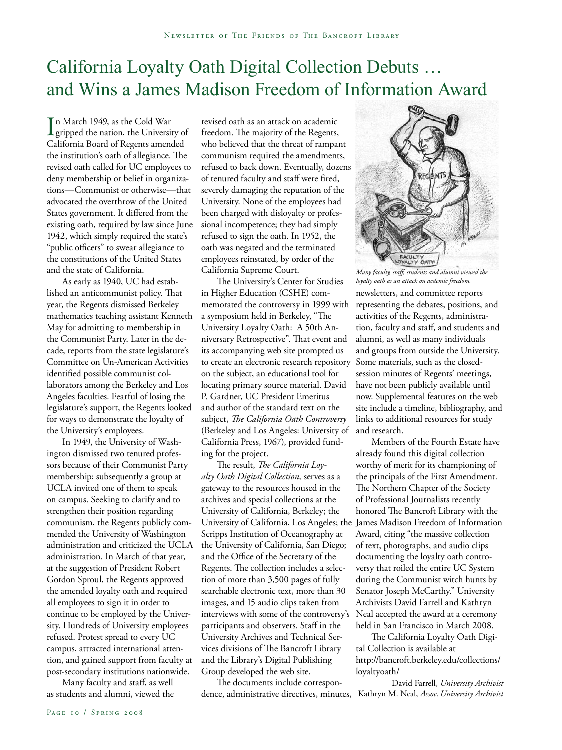# California Loyalty Oath Digital Collection Debuts … and Wins a James Madison Freedom of Information Award

In March 1949, as the Cold War gripped the nation, the University of California Board of Regents amended the institution's oath of allegiance. The revised oath called for UC employees to deny membership or belief in organizations—Communist or otherwise—that advocated the overthrow of the United States government. It differed from the existing oath, required by law since June 1942, which simply required the state's "public officers" to swear allegiance to the constitutions of the United States and the state of California.

As early as 1940, UC had established an anticommunist policy. That year, the Regents dismissed Berkeley mathematics teaching assistant Kenneth May for admitting to membership in the Communist Party. Later in the decade, reports from the state legislature's Committee on Un-American Activities identified possible communist collaborators among the Berkeley and Los Angeles faculties. Fearful of losing the legislature's support, the Regents looked for ways to demonstrate the loyalty of the University's employees.

In 1949, the University of Washington dismissed two tenured professors because of their Communist Party membership; subsequently a group at UCLA invited one of them to speak on campus. Seeking to clarify and to strengthen their position regarding communism, the Regents publicly commended the University of Washington administration and criticized the UCLA administration. In March of that year, at the suggestion of President Robert Gordon Sproul, the Regents approved the amended loyalty oath and required all employees to sign it in order to continue to be employed by the University. Hundreds of University employees refused. Protest spread to every UC campus, attracted international attention, and gained support from faculty at post-secondary institutions nationwide.

Many faculty and staff, as well as students and alumni, viewed the revised oath as an attack on academic freedom. The majority of the Regents, who believed that the threat of rampant communism required the amendments, refused to back down. Eventually, dozens of tenured faculty and staff were fired, severely damaging the reputation of the University. None of the employees had been charged with disloyalty or professional incompetence; they had simply refused to sign the oath. In 1952, the oath was negated and the terminated employees reinstated, by order of the California Supreme Court.

The University's Center for Studies in Higher Education (CSHE) commemorated the controversy in 1999 with a symposium held in Berkeley, "The University Loyalty Oath: A 50th Anniversary Retrospective". That event and its accompanying web site prompted us to create an electronic research repository on the subject, an educational tool for locating primary source material. David P. Gardner, UC President Emeritus and author of the standard text on the subject, *The California Oath Controversy* (Berkeley and Los Angeles: University of California Press, 1967), provided funding for the project.

The result, *The California Loyalty Oath Digital Collection,* serves as a gateway to the resources housed in the archives and special collections at the University of California, Berkeley; the University of California, Los Angeles; the Scripps Institution of Oceanography at the University of California, San Diego; and the Office of the Secretary of the Regents. The collection includes a selection of more than 3,500 pages of fully searchable electronic text, more than 30 images, and 15 audio clips taken from interviews with some of the controversy's participants and observers. Staff in the University Archives and Technical Services divisions of The Bancroft Library and the Library's Digital Publishing Group developed the web site.

The documents include correspondence, administrative directives, minutes, newsletters, and committee reports representing the debates, positions, and activities of the Regents, administration, faculty and staff, and students and alumni, as well as many individuals and groups from outside the University. Some materials, such as the closed-session minutes of Regents' meetings, have not been publicly available until now. Supplemental features on the web site include a timeline, bibliography, and links to additional resources for study and research.

*Many faculty, staff, students and alumni viewed the loyalty oath as an attack on acdemic freedom.*

Members of the Fourth Estate have already found this digital collection worthy of merit for its championing of the principals of the First Amendment. The Northern Chapter of the Society of Professional Journalists recently honored The Bancroft Library with the James Madison Freedom of Information Award, citing "the massive collection of text, photographs, and audio clips documenting the loyalty oath controversy that roiled the entire UC System during the Communist witch hunts by Senator Joseph McCarthy." University Archivists David Farrell and Kathryn Neal accepted the award at a ceremony held in San Francisco in March 2008.

The California Loyalty Oath Digital Collection is available at http://bancroft.berkeley.edu/collections/loyaltyoath/

David Farrell, *University Archivist*
Kathryn M. Neal, *Assoc. University Archivist*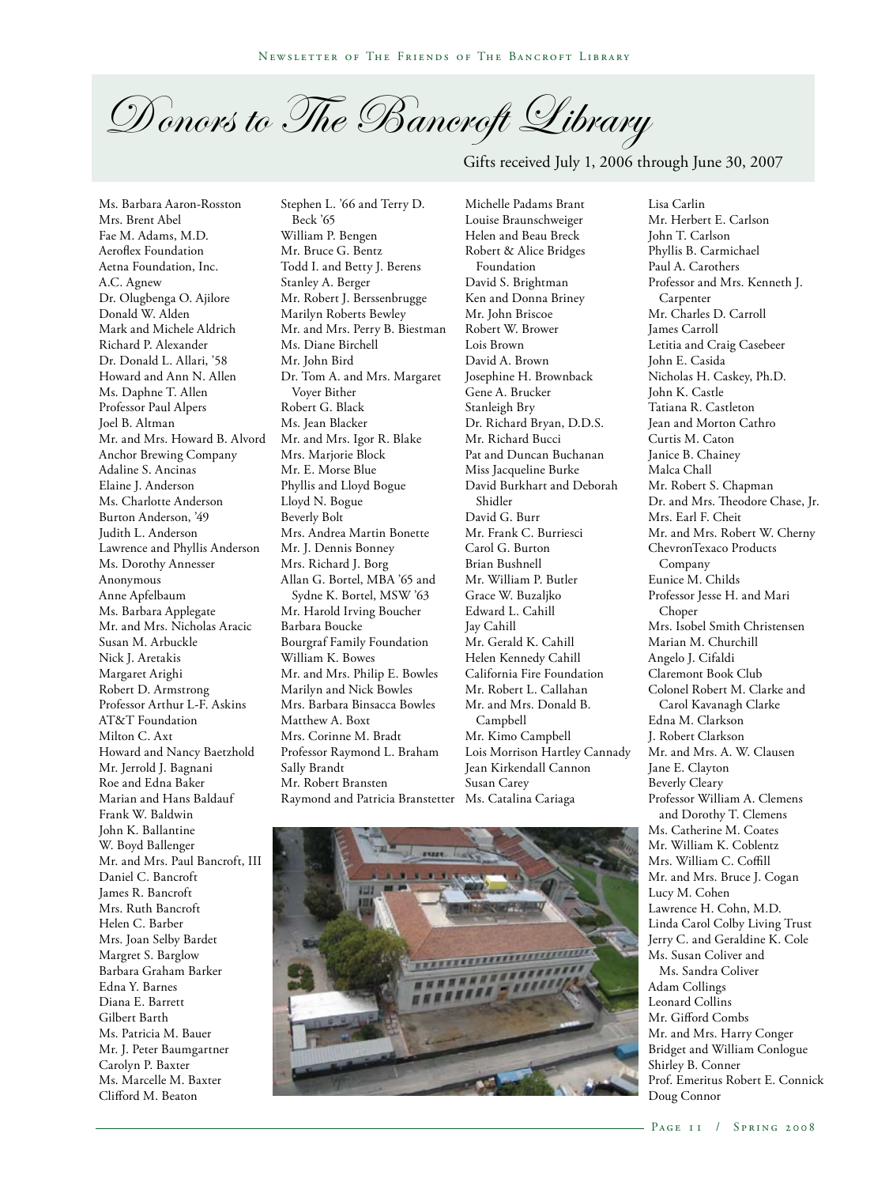# Donors to The Bancroft Library

Gifts received July 1, 2006 through June 30, 2007

Ms. Barbara Aaron-Rosston
Mrs. Brent Abel
Fae M. Adams, M.D.
Aeroflex Foundation
Aetna Foundation, Inc.
A.C. Agnew
Dr. Olugbenga O. Ajilore
Donald W. Alden
Mark and Michele Aldrich
Richard P. Alexander
Dr. Donald L. Allari, '58
Howard and Ann N. Allen
Ms. Daphne T. Allen
Professor Paul Alpers
Joel B. Altman
Mr. and Mrs. Howard B. Alvord
Anchor Brewing Company
Adaline S. Ancinas
Elaine J. Anderson
Ms. Charlotte Anderson
Burton Anderson, '49
Judith L. Anderson
Lawrence and Phyllis Anderson
Ms. Dorothy Annesser
Anonymous
Anne Apfelbaum
Ms. Barbara Applegate
Mr. and Mrs. Nicholas Aracic
Susan M. Arbuckle
Nick J. Aretakis
Margaret Arighi
Robert D. Armstrong
Professor Arthur L-F. Askins
AT&T Foundation
Milton C. Axt
Howard and Nancy Baetzhold
Mr. Jerrold J. Bagnani
Roe and Edna Baker
Marian and Hans Baldauf
Frank W. Baldwin
John K. Ballantine
W. Boyd Ballenger
Mr. and Mrs. Paul Bancroft, III
Daniel C. Bancroft
James R. Bancroft
Mrs. Ruth Bancroft
Helen C. Barber
Mrs. Joan Selby Bardet
Margret S. Barglow
Barbara Graham Barker
Edna Y. Barnes
Diana E. Barrett
Gilbert Barth
Ms. Patricia M. Bauer
Mr. J. Peter Baumgartner
Carolyn P. Baxter
Ms. Marcelle M. Baxter
Clifford M. Beaton
Stephen L. '66 and Terry D. Beck '65
William P. Bengen
Mr. Bruce G. Bentz
Todd I. and Betty J. Berens
Stanley A. Berger
Mr. Robert J. Berssenbrugge
Marilyn Roberts Bewley
Mr. and Mrs. Perry B. Biestman
Ms. Diane Birchell
Mr. John Bird
Dr. Tom A. and Mrs. Margaret Voyer Bither
Robert G. Black
Ms. Jean Blacker
Mr. and Mrs. Igor R. Blake
Mrs. Marjorie Block
Mr. E. Morse Blue
Phyllis and Lloyd Bogue
Lloyd N. Bogue
Beverly Bolt
Mrs. Andrea Martin Bonette
Mr. J. Dennis Bonney
Mrs. Richard J. Borg
Allan G. Bortel, MBA '65 and Sydne K. Bortel, MSW '63
Mr. Harold Irving Boucher
Barbara Boucke
Bourgraf Family Foundation
William K. Bowes
Mr. and Mrs. Philip E. Bowles
Marilyn and Nick Bowles
Mrs. Barbara Binsacca Bowles
Matthew A. Boxt
Mrs. Corinne M. Bradt
Professor Raymond L. Braham
Sally Brandt
Mr. Robert Bransten
Raymond and Patricia Branstetter
Michelle Padams Brant
Louise Braunschweiger
Helen and Beau Breck
Robert & Alice Bridges Foundation
David S. Brightman
Ken and Donna Briney
Mr. John Briscoe
Robert W. Brower
Lois Brown
David A. Brown
Josephine H. Brownback
Gene A. Brucker
Stanleigh Bry
Dr. Richard Bryan, D.D.S.
Mr. Richard Bucci
Pat and Duncan Buchanan
Miss Jacqueline Burke
David Burkhart and Deborah Shidler
David G. Burr
Mr. Frank C. Burriesci
Carol G. Burton
Brian Bushnell
Mr. William P. Butler
Grace W. Buzaljko
Edward L. Cahill
Jay Cahill
Mr. Gerald K. Cahill
Helen Kennedy Cahill
California Fire Foundation
Mr. Robert L. Callahan
Mr. and Mrs. Donald B. Campbell
Mr. Kimo Campbell
Lois Morrison Hartley Cannady
Jean Kirkendall Cannon
Susan Carey
Ms. Catalina Cariaga
Lisa Carlin
Mr. Herbert E. Carlson
John T. Carlson
Phyllis B. Carmichael
Paul A. Carothers
Professor and Mrs. Kenneth J. Carpenter
Mr. Charles D. Carroll
James Carroll
Letitia and Craig Casebeer
John E. Casida
Nicholas H. Caskey, Ph.D.
John K. Castle
Tatiana R. Castleton
Jean and Morton Cathro
Curtis M. Caton
Janice B. Chainey
Malca Chall
Mr. Robert S. Chapman
Dr. and Mrs. Theodore Chase, Jr.
Mrs. Earl F. Cheit
Mr. and Mrs. Robert W. Cherny
ChevronTexaco Products Company
Eunice M. Childs
Professor Jesse H. and Mari Choper
Mrs. Isobel Smith Christensen
Marian M. Churchill
Angelo J. Cifaldi
Claremont Book Club
Colonel Robert M. Clarke and Carol Kavanagh Clarke
Edna M. Clarkson
J. Robert Clarkson
Mr. and Mrs. A. W. Clausen
Jane E. Clayton
Beverly Cleary
Professor William A. Clemens and Dorothy T. Clemens
Ms. Catherine M. Coates
Mr. William K. Coblentz
Mrs. William C. Coffill
Mr. and Mrs. Bruce J. Cogan
Lucy M. Cohen
Lawrence H. Cohn, M.D.
Linda Carol Colby Living Trust
Jerry C. and Geraldine K. Cole
Ms. Susan Coliver and Ms. Sandra Coliver
Adam Collings
Leonard Collins
Mr. Gifford Combs
Mr. and Mrs. Harry Conger
Bridget and William Conlogue
Shirley B. Conner
Prof. Emeritus Robert E. Connick
Doug Connor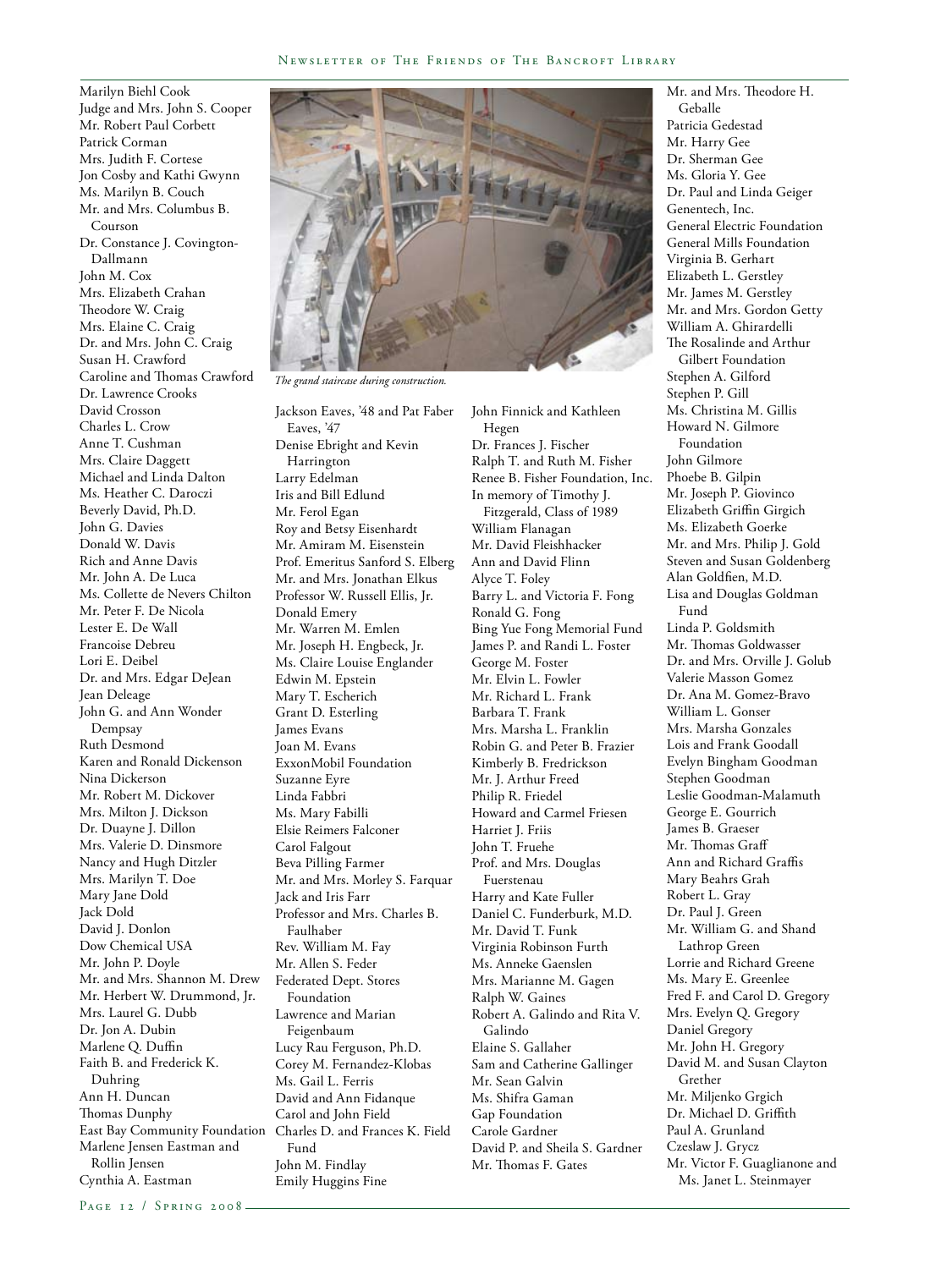Marilyn Biehl Cook
Judge and Mrs. John S. Cooper
Mr. Robert Paul Corbett
Patrick Corman
Mrs. Judith F. Cortese
Jon Cosby and Kathi Gwynn
Ms. Marilyn B. Couch
Mr. and Mrs. Columbus B. Courson
Dr. Constance J. Covington-Dallmann
John M. Cox
Mrs. Elizabeth Crahan
Theodore W. Craig
Mrs. Elaine C. Craig
Dr. and Mrs. John C. Craig
Susan H. Crawford
Caroline and Thomas Crawford
Dr. Lawrence Crooks
David Crosson
Charles L. Crow
Anne T. Cushman
Mrs. Claire Daggett
Michael and Linda Dalton
Ms. Heather C. Daroczi
Beverly David, Ph.D.
John G. Davies
Donald W. Davis
Rich and Anne Davis
Mr. John A. De Luca
Ms. Collette de Nevers Chilton
Mr. Peter F. De Nicola
Lester E. De Wall
Francoise Debreu
Lori E. Deibel
Dr. and Mrs. Edgar DeJean
Jean Deleage
John G. and Ann Wonder Dempsay
Ruth Desmond
Karen and Ronald Dickenson
Nina Dickerson
Mr. Robert M. Dickover
Mrs. Milton J. Dickson
Dr. Duayne J. Dillon
Mrs. Valerie D. Dinsmore
Nancy and Hugh Ditzler
Mrs. Marilyn T. Doe
Mary Jane Dold
Jack Dold
David J. Donlon
Dow Chemical USA
Mr. John P. Doyle
Mr. and Mrs. Shannon M. Drew
Mr. Herbert W. Drummond, Jr.
Mrs. Laurel G. Dubb
Dr. Jon A. Dubin
Marlene Q. Duffin
Faith B. and Frederick K. Duhring
Ann H. Duncan
Thomas Dunphy
East Bay Community Foundation
Marlene Jensen Eastman and Rollin Jensen
Cynthia A. Eastman

*The grand staircase during construction.*

Jackson Eaves, '48 and Pat Faber Eaves, '47
Denise Ebright and Kevin Harrington
Larry Edelman
Iris and Bill Edlund
Mr. Ferol Egan
Roy and Betsy Eisenhardt
Mr. Amiram M. Eisenstein
Prof. Emeritus Sanford S. Elberg
Mr. and Mrs. Jonathan Elkus
Professor W. Russell Ellis, Jr.
Donald Emery
Mr. Warren M. Emlen
Mr. Joseph H. Engbeck, Jr.
Ms. Claire Louise Englander
Edwin M. Epstein
Mary T. Escherich
Grant D. Esterling
James Evans
Joan M. Evans
ExxonMobil Foundation
Suzanne Eyre
Linda Fabbri
Ms. Mary Fabilli
Elsie Reimers Falconer
Carol Falgout
Beva Pilling Farmer
Mr. and Mrs. Morley S. Farquar
Jack and Iris Farr
Professor and Mrs. Charles B. Faulhaber
Rev. William M. Fay
Mr. Allen S. Feder
Federated Dept. Stores Foundation
Lawrence and Marian Feigenbaum
Lucy Rau Ferguson, Ph.D.
Corey M. Fernandez-Klobas
Ms. Gail L. Ferris
David and Ann Fidanque
Carol and John Field
Charles D. and Frances K. Field Fund
John M. Findlay
Emily Huggins Fine

John Finnick and Kathleen Hegen
Dr. Frances J. Fischer
Ralph T. and Ruth M. Fisher
Renee B. Fisher Foundation, Inc.
In memory of Timothy J. Fitzgerald, Class of 1989
William Flanagan
Mr. David Fleishhacker
Ann and David Flinn
Alyce T. Foley
Barry L. and Victoria F. Fong
Ronald G. Fong
Bing Yue Fong Memorial Fund
James P. and Randi L. Foster
George M. Foster
Mr. Elvin L. Fowler
Mr. Richard L. Frank
Barbara T. Frank
Mrs. Marsha L. Franklin
Robin G. and Peter B. Frazier
Kimberly B. Fredrickson
Mr. J. Arthur Freed
Philip R. Friedel
Howard and Carmel Friesen
Harriet J. Friis
John T. Fruehe
Prof. and Mrs. Douglas Fuerstenau
Harry and Kate Fuller
Daniel C. Funderburk, M.D.
Mr. David T. Funk
Virginia Robinson Furth
Ms. Anneke Gaenslen
Mrs. Marianne M. Gagen
Ralph W. Gaines
Robert A. Galindo and Rita V. Galindo
Elaine S. Gallaher
Sam and Catherine Gallinger
Mr. Sean Galvin
Ms. Shifra Gaman
Gap Foundation
Carole Gardner
David P. and Sheila S. Gardner
Mr. Thomas F. Gates

Mr. and Mrs. Theodore H. Geballe
Patricia Gedestad
Mr. Harry Gee
Dr. Sherman Gee
Ms. Gloria Y. Gee
Dr. Paul and Linda Geiger
Genentech, Inc.
General Electric Foundation
General Mills Foundation
Virginia B. Gerhart
Elizabeth L. Gerstley
Mr. James M. Gerstley
Mr. and Mrs. Gordon Getty
William A. Ghirardelli
The Rosalinde and Arthur Gilbert Foundation
Stephen A. Gilford
Stephen P. Gill
Ms. Christina M. Gillis
Howard N. Gilmore Foundation
John Gilmore
Phoebe B. Gilpin
Mr. Joseph P. Giovinco
Elizabeth Griffin Girgich
Ms. Elizabeth Goerke
Mr. and Mrs. Philip J. Gold
Steven and Susan Goldenberg
Alan Goldfien, M.D.
Lisa and Douglas Goldman Fund
Linda P. Goldsmith
Mr. Thomas Goldwasser
Dr. and Mrs. Orville J. Golub
Valerie Masson Gomez
Dr. Ana M. Gomez-Bravo
William L. Gonser
Mrs. Marsha Gonzales
Lois and Frank Goodall
Evelyn Bingham Goodman
Stephen Goodman
Leslie Goodman-Malamuth
George E. Gourrich
James B. Graeser
Mr. Thomas Graff
Ann and Richard Graffis
Mary Beahrs Grah
Robert L. Gray
Dr. Paul J. Green
Mr. William G. and Shand Lathrop Green
Lorrie and Richard Greene
Ms. Mary E. Greenlee
Fred F. and Carol D. Gregory
Mrs. Evelyn Q. Gregory
Daniel Gregory
Mr. John H. Gregory
David M. and Susan Clayton Grether
Mr. Miljenko Grgich
Dr. Michael D. Griffith
Paul A. Grunland
Czeslaw J. Grycz
Mr. Victor F. Guaglianone and Ms. Janet L. Steinmayer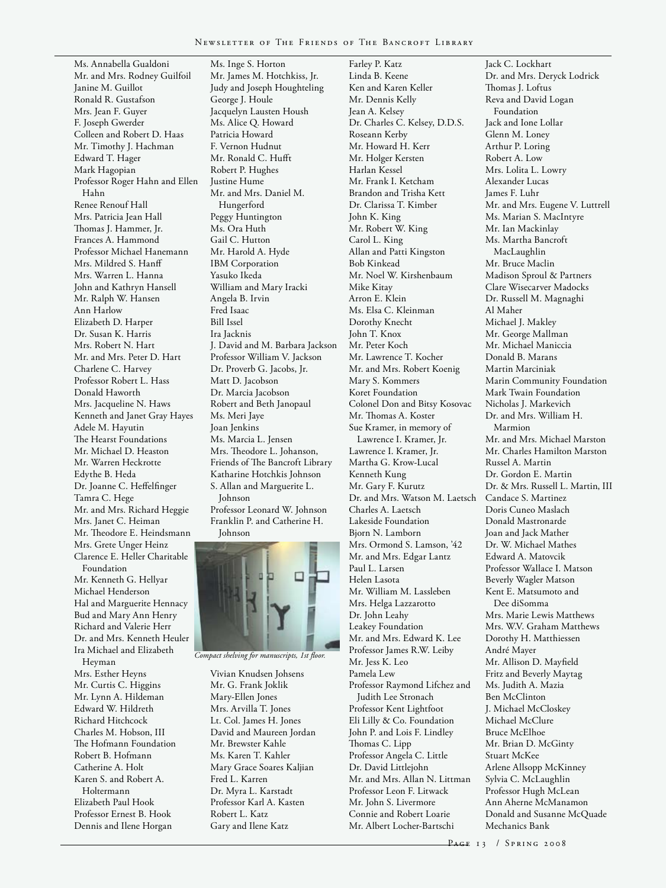Ms. Annabella Gualdoni
Mr. and Mrs. Rodney Guilfoil
Janine M. Guillot
Ronald R. Gustafson
Mrs. Jean F. Guyer
F. Joseph Gwerder
Colleen and Robert D. Haas
Mr. Timothy J. Hachman
Edward T. Hager
Mark Hagopian
Professor Roger Hahn and Ellen Hahn
Renee Renouf Hall
Mrs. Patricia Jean Hall
Thomas J. Hammer, Jr.
Frances A. Hammond
Professor Michael Hanemann
Mrs. Mildred S. Hanff
Mrs. Warren L. Hanna
John and Kathryn Hansell
Mr. Ralph W. Hansen
Ann Harlow
Elizabeth D. Harper
Dr. Susan K. Harris
Mrs. Robert N. Hart
Mr. and Mrs. Peter D. Hart
Charlene C. Harvey
Professor Robert L. Hass
Donald Haworth
Mrs. Jacqueline N. Haws
Kenneth and Janet Gray Hayes
Adele M. Hayutin
The Hearst Foundations
Mr. Michael D. Heaston
Mr. Warren Heckrotte
Edythe B. Heda
Dr. Joanne C. Heffelfinger
Tamra C. Hege
Mr. and Mrs. Richard Heggie
Mrs. Janet C. Heiman
Mr. Theodore E. Heindsmann
Mrs. Grete Unger Heinz
Clarence E. Heller Charitable Foundation
Mr. Kenneth G. Hellyar
Michael Henderson
Hal and Marguerite Hennacy
Bud and Mary Ann Henry
Richard and Valerie Herr
Dr. and Mrs. Kenneth Heuler
Ira Michael and Elizabeth Heyman
Mrs. Esther Heyns
Mr. Curtis C. Higgins
Mr. Lynn A. Hildeman
Edward W. Hildreth
Richard Hitchcock
Charles M. Hobson, III
The Hofmann Foundation
Robert B. Hofmann
Catherine A. Holt
Karen S. and Robert A. Holtermann
Elizabeth Paul Hook
Professor Ernest B. Hook
Dennis and Ilene Horgan
Ms. Inge S. Horton
Mr. James M. Hotchkiss, Jr.
Judy and Joseph Houghteling
George J. Houle
Jacquelyn Lausten Housh
Ms. Alice Q. Howard
Patricia Howard
F. Vernon Hudnut
Mr. Ronald C. Hufft
Robert P. Hughes
Justine Hume
Mr. and Mrs. Daniel M. Hungerford
Peggy Huntington
Ms. Ora Huth
Gail C. Hutton
Mr. Harold A. Hyde
IBM Corporation
Yasuko Ikeda
William and Mary Iracki
Angela B. Irvin
Fred Isaac
Bill Issel
Ira Jacknis
J. David and M. Barbara Jackson
Professor William V. Jackson
Dr. Proverb G. Jacobs, Jr.
Matt D. Jacobson
Dr. Marcia Jacobson
Robert and Beth Janopaul
Ms. Meri Jaye
Joan Jenkins
Ms. Marcia L. Jensen
Mrs. Theodore L. Johanson, Friends of The Bancroft Library
Katharine Hotchkis Johnson
S. Allan and Marguerite L. Johnson
Professor Leonard W. Johnson
Franklin P. and Catherine H. Johnson

*Compact shelving for manuscripts, 1st floor.*

Vivian Knudsen Johsens
Mr. G. Frank Joklik
Mary-Ellen Jones
Mrs. Arvilla T. Jones
Lt. Col. James H. Jones
David and Maureen Jordan
Mr. Brewster Kahle
Ms. Karen T. Kahler
Mary Grace Soares Kaljian
Fred L. Karren
Dr. Myra L. Karstadt
Professor Karl A. Kasten
Robert L. Katz
Gary and Ilene Katz
Farley P. Katz
Linda B. Keene
Ken and Karen Keller
Mr. Dennis Kelly
Jean A. Kelsey
Dr. Charles C. Kelsey, D.D.S.
Roseann Kerby
Mr. Howard H. Kerr
Mr. Holger Kersten
Harlan Kessel
Mr. Frank I. Ketcham
Brandon and Trisha Kett
Dr. Clarissa T. Kimber
John K. King
Mr. Robert W. King
Carol L. King
Allan and Patti Kingston
Bob Kinkead
Mr. Noel W. Kirshenbaum
Mike Kitay
Arron E. Klein
Ms. Elsa C. Kleinman
Dorothy Knecht
John T. Knox
Mr. Peter Koch
Mr. Lawrence T. Kocher
Mr. and Mrs. Robert Koenig
Mary S. Kommers
Koret Foundation
Colonel Don and Bitsy Kosovac
Mr. Thomas A. Koster
Sue Kramer, in memory of Lawrence I. Kramer, Jr.
Lawrence I. Kramer, Jr.
Martha G. Krow-Lucal
Kenneth Kung
Mr. Gary F. Kurutz
Dr. and Mrs. Watson M. Laetsch
Charles A. Laetsch
Lakeside Foundation
Bjorn N. Lamborn
Mrs. Ormond S. Lamson, '42
Mr. and Mrs. Edgar Lantz
Paul L. Larsen
Helen Lasota
Mr. William M. Lassleben
Mrs. Helga Lazzarotto
Dr. John Leahy
Leakey Foundation
Mr. and Mrs. Edward K. Lee
Professor James R.W. Leiby
Mr. Jess K. Leo
Pamela Lew
Professor Raymond Lifchez and Judith Lee Stronach
Professor Kent Lightfoot
Eli Lilly & Co. Foundation
John P. and Lois F. Lindley
Thomas C. Lipp
Professor Angela C. Little
Dr. David Littlejohn
Mr. and Mrs. Allan N. Littman
Professor Leon F. Litwack
Mr. John S. Livermore
Connie and Robert Loarie
Mr. Albert Locher-Bartschi
Jack C. Lockhart
Dr. and Mrs. Deryck Lodrick
Thomas J. Loftus
Reva and David Logan Foundation
Jack and Ione Lollar
Glenn M. Loney
Arthur P. Loring
Robert A. Low
Mrs. Lolita L. Lowry
Alexander Lucas
James F. Luhr
Mr. and Mrs. Eugene V. Luttrell
Ms. Marian S. MacIntyre
Mr. Ian Mackinlay
Ms. Martha Bancroft MacLaughlin
Mr. Bruce Maclin
Madison Sproul & Partners
Clare Wisecarver Madocks
Dr. Russell M. Magnaghi
Al Maher
Michael J. Makley
Mr. George Mallman
Mr. Michael Maniccia
Donald B. Marans
Martin Marciniak
Marin Community Foundation
Mark Twain Foundation
Nicholas J. Markevich
Dr. and Mrs. William H. Marmion
Mr. and Mrs. Michael Marston
Mr. Charles Hamilton Marston
Russel A. Martin
Dr. Gordon E. Martin
Dr. & Mrs. Russell L. Martin, III
Candace S. Martinez
Doris Cuneo Maslach
Donald Mastronarde
Joan and Jack Mather
Dr. W. Michael Mathes
Edward A. Matovcik
Professor Wallace I. Matson
Beverly Wagler Matson
Kent E. Matsumoto and Dee diSomma
Mrs. Marie Lewis Matthews
Mrs. W.V. Graham Matthews
Dorothy H. Matthiessen
André Mayer
Mr. Allison D. Mayfield
Fritz and Beverly Maytag
Ms. Judith A. Mazia
Ben McClinton
J. Michael McCloskey
Michael McClure
Bruce McElhoe
Mr. Brian D. McGinty
Stuart McKee
Arlene Allsopp McKinney
Sylvia C. McLaughlin
Professor Hugh McLean
Ann Aherne McManamon
Donald and Susanne McQuade
Mechanics Bank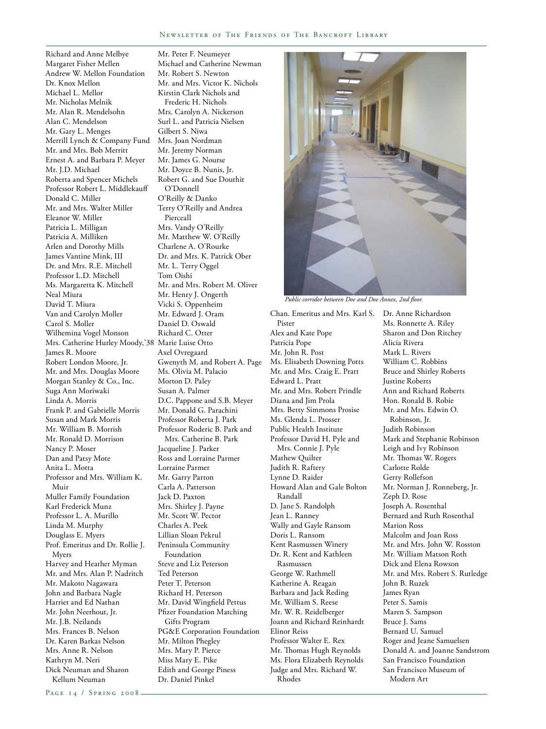Richard and Anne Melbye
Margaret Fisher Mellen
Andrew W. Mellon Foundation
Dr. Knox Mellon
Michael L. Mellor
Mr. Nicholas Melnik
Mr. Alan R. Mendelsohn
Alan C. Mendelson
Mr. Gary L. Menges
Merrill Lynch & Company Fund
Mr. and Mrs. Bob Merritt
Ernest A. and Barbara P. Meyer
Mr. J.D. Michael
Roberta and Spencer Michels
Professor Robert L. Middlekauff
Donald C. Miller
Mr. and Mrs. Walter Miller
Eleanor W. Miller
Patricia L. Milligan
Patricia A. Milliken
Arlen and Dorothy Mills
James Vantine Mink, III
Dr. and Mrs. R.E. Mitchell
Professor L.D. Mitchell
Ms. Margaretta K. Mitchell
Neal Miura
David T. Miura
Van and Carolyn Moller
Carol S. Moller
Wilhemina Vogel Monson
Mrs. Catherine Hurley Moody,'38
James R. Moore
Robert London Moore, Jr.
Mr. and Mrs. Douglas Moore
Morgan Stanley & Co., Inc.
Suga Ann Moriwaki
Linda A. Morris
Frank P. and Gabrielle Morris
Susan and Mark Morris
Mr. William B. Morrish
Mr. Ronald D. Morrison
Nancy P. Moser
Dan and Patsy Mote
Anita L. Motta
Professor and Mrs. William K. Muir
Muller Family Foundation
Karl Frederick Munz
Professor L. A. Murillo
Linda M. Murphy
Douglass E. Myers
Prof. Emeritus and Dr. Rollie J. Myers
Harvey and Heather Myman
Mr. and Mrs. Alan P. Nadritch
Mr. Makoto Nagawara
John and Barbara Nagle
Harriet and Ed Nathan
Mr. John Neerhout, Jr.
Mr. J.B. Neilands
Mrs. Frances B. Nelson
Dr. Karen Barkas Nelson
Mrs. Anne R. Nelson
Kathryn M. Neri
Dick Neuman and Sharon Kellum Neuman

Mr. Peter F. Neumeyer
Michael and Catherine Newman
Mr. Robert S. Newton
Mr. and Mrs. Victor K. Nichols
Kirstin Clark Nichols and Frederic H. Nichols
Mrs. Carolyn A. Nickerson
Surl L. and Patricia Nielsen
Gilbert S. Niwa
Mrs. Joan Nordman
Mr. Jeremy Norman
Mr. James G. Nourse
Mr. Doyce B. Nunis, Jr.
Robert G. and Sue Douthit O'Donnell
O'Reilly & Danko
Terry O'Reilly and Andrea Pierceall
Mrs. Vandy O'Reilly
Mr. Matthew W. O'Reilly
Charlene A. O'Rourke
Dr. and Mrs. K. Patrick Ober
Mr. L. Terry Oggel
Tom Oishi
Mr. and Mrs. Robert M. Oliver
Mr. Henry J. Ongerth
Vicki S. Oppenheim
Mr. Edward J. Oram
Daniel D. Oswald
Richard C. Otter
Marie Luise Otto
Axel Ovregaard
Gwenyth M. and Robert A. Page
Ms. Olivia M. Palacio
Morton D. Paley
Susan A. Palmer
D.C. Pappone and S.B. Meyer
Mr. Donald G. Parachini
Professor Roberta J. Park
Professor Roderic B. Park and Mrs. Catherine B. Park
Jacqueline J. Parker
Ross and Lorraine Parmer
Lorraine Parmer
Mr. Garry Parton
Carla A. Patterson
Jack D. Paxton
Mrs. Shirley J. Payne
Mr. Scott W. Pector
Charles A. Peek
Lillian Sloan Pekrul
Peninsula Community Foundation
Steve and Liz Peterson
Ted Peterson
Peter T. Peterson
Richard H. Peterson
Mr. David Wingfield Pettus
Pfizer Foundation Matching Gifts Program
PG&E Corporation Foundation
Mr. Milton Phegley
Mrs. Mary P. Pierce
Miss Mary E. Pike
Edith and George Piness
Dr. Daniel Pinkel

*Public corridor between Doe and Doe Annex, 2nd floor.*

Chan. Emeritus and Mrs. Karl S. Pister
Alex and Kate Pope
Patricia Pope
Mr. John R. Post
Ms. Elisabeth Downing Potts
Mr. and Mrs. Craig E. Pratt
Edward L. Pratt
Mr. and Mrs. Robert Prindle
Diana and Jim Prola
Mrs. Betty Simmons Prosise
Ms. Glenda L. Prosser
Public Health Institute
Professor David H. Pyle and Mrs. Connie J. Pyle
Mathew Quilter
Judith R. Raftery
Lynne D. Raider
Howard Alan and Gale Bolton Randall
D. Jane S. Randolph
Jean L. Ranney
Wally and Gayle Ransom
Doris L. Ransom
Kent Rasmussen Winery
Dr. R. Kent and Kathleen Rasmussen
George W. Rathmell
Katherine A. Reagan
Barbara and Jack Reding
Mr. William S. Reese
Mr. W. R. Reidelberger
Joann and Richard Reinhardt
Elinor Reiss
Professor Walter E. Rex
Mr. Thomas Hugh Reynolds
Ms. Flora Elizabeth Reynolds
Judge and Mrs. Richard W. Rhodes

Dr. Anne Richardson
Ms. Ronnette A. Riley
Sharon and Don Ritchey
Alicia Rivera
Mark L. Rivers
William C. Robbins
Bruce and Shirley Roberts
Justine Roberts
Ann and Richard Roberts
Hon. Ronald B. Robie
Mr. and Mrs. Edwin O. Robinson, Jr.
Judith Robinson
Mark and Stephanie Robinson
Leigh and Ivy Robinson
Mr. Thomas W. Rogers
Carlotte Rolde
Gerry Rollefson
Mr. Norman J. Ronneberg, Jr.
Zeph D. Rose
Joseph A. Rosenthal
Bernard and Ruth Rosenthal
Marion Ross
Malcolm and Joan Ross
Mr. and Mrs. John W. Rosston
Mr. William Matson Roth
Dick and Elena Rowson
Mr. and Mrs. Robert S. Rutledge
John B. Ruzek
James Ryan
Peter S. Samis
Maren S. Sampson
Bruce J. Sams
Bernard U. Samuel
Roger and Jeane Samuelsen
Donald A. and Joanne Sandstrom
San Francisco Foundation
San Francisco Museum of Modern Art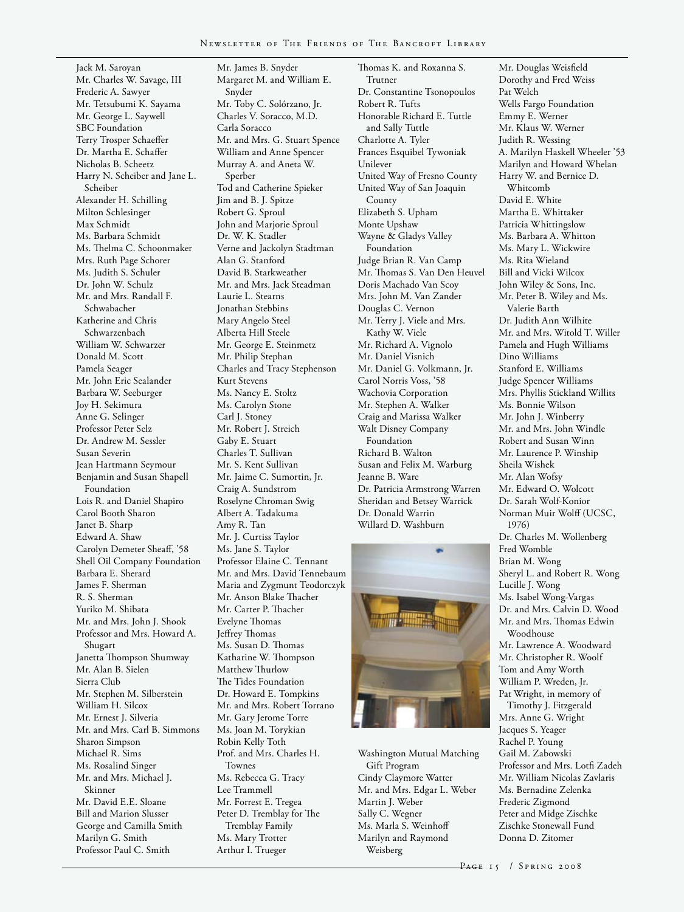Jack M. Saroyan
Mr. Charles W. Savage, III
Frederic A. Sawyer
Mr. Tetsubumi K. Sayama
Mr. George L. Saywell
SBC Foundation
Terry Trosper Schaeffer
Dr. Martha E. Schaffer
Nicholas B. Scheetz
Harry N. Scheiber and Jane L. Scheiber
Alexander H. Schilling
Milton Schlesinger
Max Schmidt
Ms. Barbara Schmidt
Ms. Thelma C. Schoonmaker
Mrs. Ruth Page Schorer
Ms. Judith S. Schuler
Dr. John W. Schulz
Mr. and Mrs. Randall F. Schwabacher
Katherine and Chris Schwarzenbach
William W. Schwarzer
Donald M. Scott
Pamela Seager
Mr. John Eric Sealander
Barbara W. Seeburger
Joy H. Sekimura
Anne G. Selinger
Professor Peter Selz
Dr. Andrew M. Sessler
Susan Severin
Jean Hartmann Seymour
Benjamin and Susan Shapell Foundation
Lois R. and Daniel Shapiro
Carol Booth Sharon
Janet B. Sharp
Edward A. Shaw
Carolyn Demeter Sheaff, '58
Shell Oil Company Foundation
Barbara E. Sherard
James F. Sherman
R. S. Sherman
Yuriko M. Shibata
Mr. and Mrs. John J. Shook
Professor and Mrs. Howard A. Shugart
Janetta Thompson Shumway
Mr. Alan B. Sielen
Sierra Club
Mr. Stephen M. Silberstein
William H. Silcox
Mr. Ernest J. Silveria
Mr. and Mrs. Carl B. Simmons
Sharon Simpson
Michael R. Sims
Ms. Rosalind Singer
Mr. and Mrs. Michael J. Skinner
Mr. David E.E. Sloane
Bill and Marion Slusser
George and Camilla Smith
Marilyn G. Smith
Professor Paul C. Smith
Mr. James B. Snyder
Margaret M. and William E. Snyder
Mr. Toby C. Solórzano, Jr.
Charles V. Soracco, M.D.
Carla Soracco
Mr. and Mrs. G. Stuart Spence
William and Anne Spencer
Murray A. and Aneta W. Sperber
Tod and Catherine Spieker
Jim and B. J. Spitze
Robert G. Sproul
John and Marjorie Sproul
Dr. W. K. Stadler
Verne and Jackolyn Stadtman
Alan G. Stanford
David B. Starkweather
Mr. and Mrs. Jack Steadman
Laurie L. Stearns
Jonathan Stebbins
Mary Angelo Steel
Alberta Hill Steele
Mr. George E. Steinmetz
Mr. Philip Stephan
Charles and Tracy Stephenson
Kurt Stevens
Ms. Nancy E. Stoltz
Ms. Carolyn Stone
Carl J. Stoney
Mr. Robert J. Streich
Gaby E. Stuart
Charles T. Sullivan
Mr. S. Kent Sullivan
Mr. Jaime C. Sumortin, Jr.
Craig A. Sundstrom
Roselyne Chroman Swig
Albert A. Tadakuma
Amy R. Tan
Mr. J. Curtiss Taylor
Ms. Jane S. Taylor
Professor Elaine C. Tennant
Mr. and Mrs. David Tennebaum
Maria and Zygmunt Teodorczyk
Mr. Anson Blake Thacher
Mr. Carter P. Thacher
Evelyne Thomas
Jeffrey Thomas
Ms. Susan D. Thomas
Katharine W. Thompson
Matthew Thurlow
The Tides Foundation
Dr. Howard E. Tompkins
Mr. and Mrs. Robert Torrano
Mr. Gary Jerome Torre
Ms. Joan M. Torykian
Robin Kelly Toth
Prof. and Mrs. Charles H. Townes
Ms. Rebecca G. Tracy
Lee Trammell
Mr. Forrest E. Tregea
Peter D. Tremblay for The Tremblay Family
Ms. Mary Trotter
Arthur I. Trueger
Thomas K. and Roxanna S. Trutner
Dr. Constantine Tsonopoulos
Robert R. Tufts
Honorable Richard E. Tuttle and Sally Tuttle
Charlotte A. Tyler
Frances Esquibel Tywoniak
Unilever
United Way of Fresno County
United Way of San Joaquin County
Elizabeth S. Upham
Monte Upshaw
Wayne & Gladys Valley Foundation
Judge Brian R. Van Camp
Mr. Thomas S. Van Den Heuvel
Doris Machado Van Scoy
Mrs. John M. Van Zander
Douglas C. Vernon
Mr. Terry J. Viele and Mrs. Kathy W. Viele
Mr. Richard A. Vignolo
Mr. Daniel Visnich
Mr. Daniel G. Volkmann, Jr.
Carol Norris Voss, '58
Wachovia Corporation
Mr. Stephen A. Walker
Craig and Marissa Walker
Walt Disney Company Foundation
Richard B. Walton
Susan and Felix M. Warburg
Jeanne B. Ware
Dr. Patricia Armstrong Warren
Sheridan and Betsey Warrick
Dr. Donald Warrin
Willard D. Washburn
Washington Mutual Matching Gift Program
Cindy Claymore Watter
Mr. and Mrs. Edgar L. Weber
Martin J. Weber
Sally C. Wegner
Ms. Marla S. Weinhoff
Marilyn and Raymond Weisberg
Mr. Douglas Weisfield
Dorothy and Fred Weiss
Pat Welch
Wells Fargo Foundation
Emmy E. Werner
Mr. Klaus W. Werner
Judith R. Wessing
A. Marilyn Haskell Wheeler '53
Marilyn and Howard Whelan
Harry W. and Bernice D. Whitcomb
David E. White
Martha E. Whittaker
Patricia Whittingslow
Ms. Barbara A. Whitton
Ms. Mary L. Wickwire
Ms. Rita Wieland
Bill and Vicki Wilcox
John Wiley & Sons, Inc.
Mr. Peter B. Wiley and Ms. Valerie Barth
Dr. Judith Ann Wilhite
Mr. and Mrs. Witold T. Willer
Pamela and Hugh Williams
Dino Williams
Stanford E. Williams
Judge Spencer Williams
Mrs. Phyllis Stickland Willits
Ms. Bonnie Wilson
Mr. John J. Winberry
Mr. and Mrs. John Windle
Robert and Susan Winn
Mr. Laurence P. Winship
Sheila Wishek
Mr. Alan Wofsy
Mr. Edward O. Wolcott
Dr. Sarah Wolf-Konior
Norman Muir Wolff (UCSC, 1976)
Dr. Charles M. Wollenberg
Fred Womble
Brian M. Wong
Sheryl L. and Robert R. Wong
Lucille J. Wong
Ms. Isabel Wong-Vargas
Dr. and Mrs. Calvin D. Wood
Mr. and Mrs. Thomas Edwin Woodhouse
Mr. Lawrence A. Woodward
Mr. Christopher R. Woolf
Tom and Amy Worth
William P. Wreden, Jr.
Pat Wright, in memory of Timothy J. Fitzgerald
Mrs. Anne G. Wright
Jacques S. Yeager
Rachel P. Young
Gail M. Zabowski
Professor and Mrs. Lotfi Zadeh
Mr. William Nicolas Zavlaris
Ms. Bernadine Zelenka
Frederic Zigmond
Peter and Midge Zischke
Zischke Stonewall Fund
Donna D. Zitomer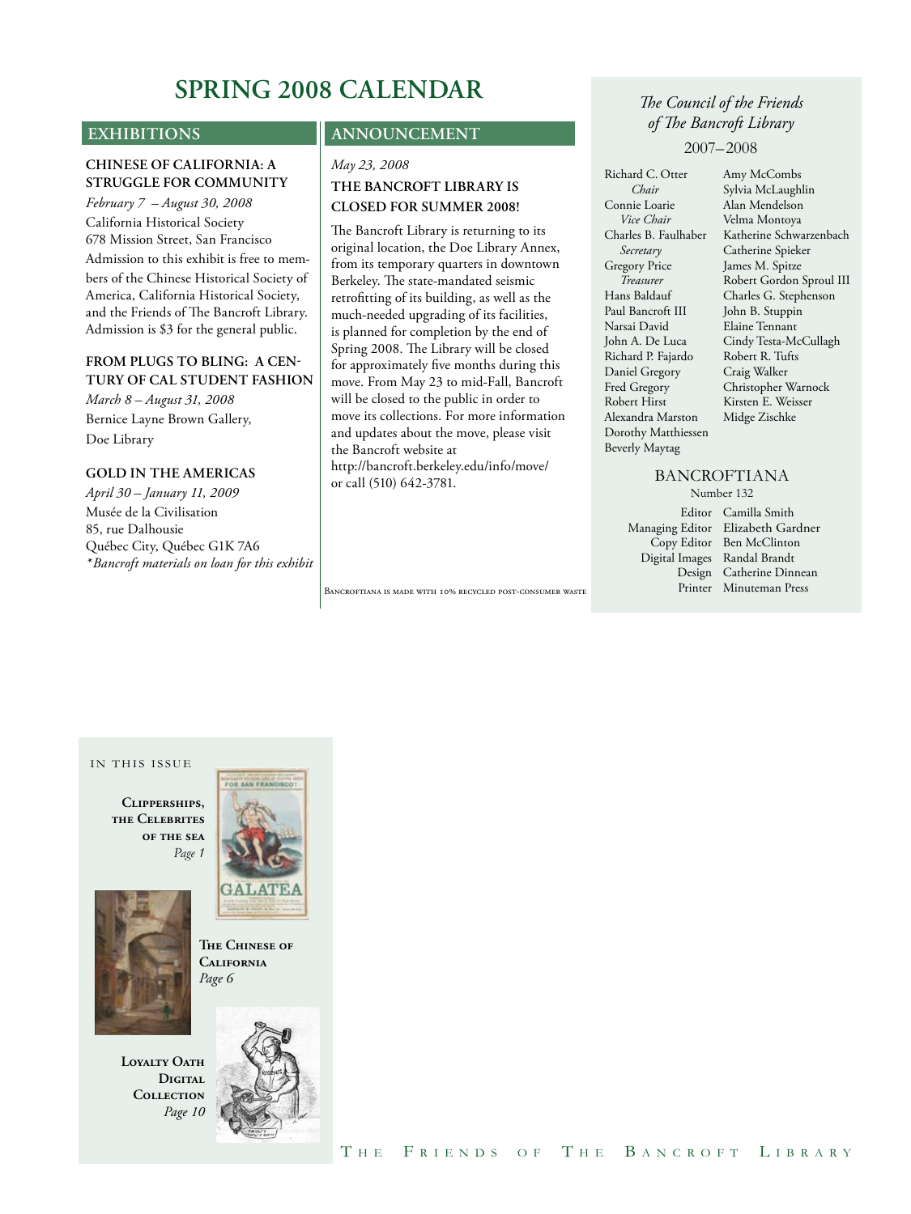# SPRING 2008 CALENDAR

## EXHIBITIONS

### CHINESE OF CALIFORNIA: A STRUGGLE FOR COMMUNITY

*February 7 – August 30, 2008*
California Historical Society
678 Mission Street, San Francisco
Admission to this exhibit is free to members of the Chinese Historical Society of America, California Historical Society, and the Friends of The Bancroft Library. Admission is $3 for the general public.

### FROM PLUGS TO BLING: A CENTURY OF CAL STUDENT FASHION

*March 8 – August 31, 2008*
Bernice Layne Brown Gallery,
Doe Library

### GOLD IN THE AMERICAS

*April 30 – January 11, 2009*
Musée de la Civilisation
85, rue Dalhousie
Québec City, Québec G1K 7A6
*\*Bancroft materials on loan for this exhibit*

## ANNOUNCEMENT

*May 23, 2008*

### THE BANCROFT LIBRARY IS CLOSED FOR SUMMER 2008!

The Bancroft Library is returning to its original location, the Doe Library Annex, from its temporary quarters in downtown Berkeley. The state-mandated seismic retrofitting of its building, as well as the much-needed upgrading of its facilities, is planned for completion by the end of Spring 2008. The Library will be closed for approximately five months during this move. From May 23 to mid-Fall, Bancroft will be closed to the public in order to move its collections. For more information and updates about the move, please visit the Bancroft website at http://bancroft.berkeley.edu/info/move/ or call (510) 642-3781.

Bancroftiana is made with 10% recycled post-consumer waste

## *The Council of the Friends of The Bancroft Library*

2007–2008

Richard C. Otter
*Chair*
Connie Loarie
*Vice Chair*
Charles B. Faulhaber
*Secretary*
Gregory Price
*Treasurer*
Hans Baldauf
Paul Bancroft III
Narsai David
John A. De Luca
Richard P. Fajardo
Daniel Gregory
Fred Gregory
Robert Hirst
Alexandra Marston
Dorothy Matthiessen
Beverly Maytag
Amy McCombs
Sylvia McLaughlin
Alan Mendelson
Velma Montoya
Katherine Schwarzenbach
Catherine Spieker
James M. Spitze
Robert Gordon Sproul III
Charles G. Stephenson
John B. Stuppin
Elaine Tennant
Cindy Testa-McCullagh
Robert R. Tufts
Craig Walker
Christopher Warnock
Kirsten E. Weisser
Midge Zischke

## BANCROFTIANA

Number 132

| | |
|---|---|
| Editor | Camilla Smith |
| Managing Editor | Elizabeth Gardner |
| Copy Editor | Ben McClinton |
| Digital Images | Randal Brandt |
| Design | Catherine Dinnean |
| Printer | Minuteman Press |

IN THIS ISSUE

**Clipperships, the Celebrites of the Sea**
*Page 1*

**The Chinese of California**
*Page 6*

**Loyalty Oath Digital Collection**
*Page 10*

The Friends of The Bancroft Library